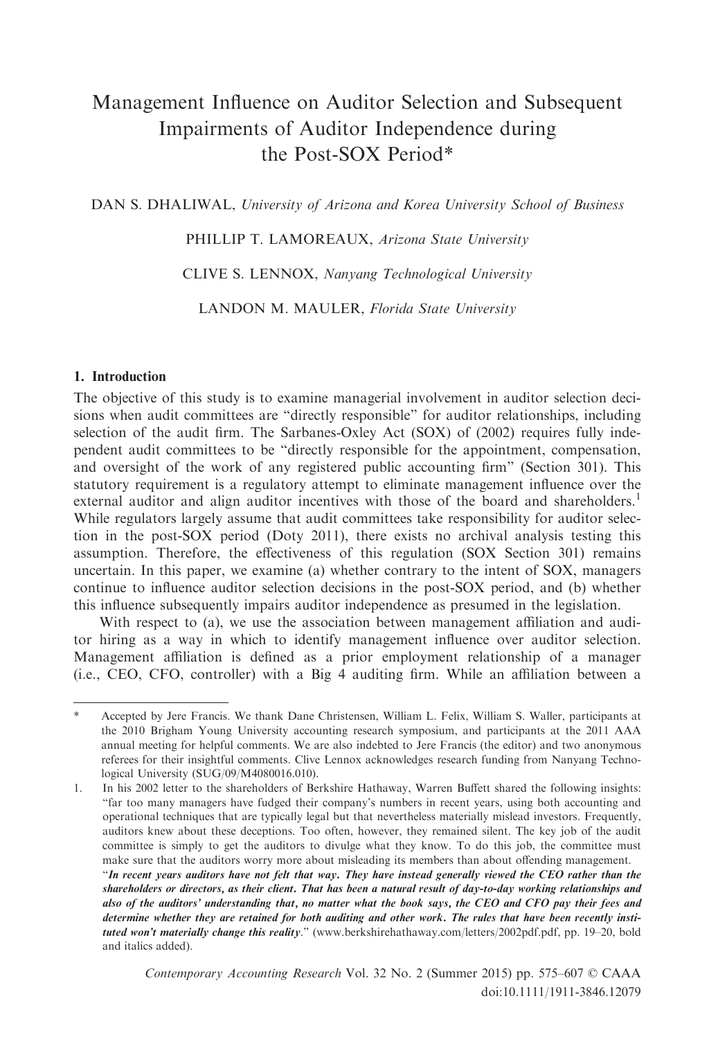# Management Influence on Auditor Selection and Subsequent Impairments of Auditor Independence during the Post-SOX Period*

DAN S. DHALIWAL, *University of Arizona and Korea University School of Business*

PHILLIP T. LAMOREAUX, *Arizona State University*

CLIVE S. LENNOX, *Nanyang Technological University*

LANDON M. MAULER, *Florida State University*

## 1. Introduction

The objective of this study is to examine managerial involvement in auditor selection decisions when audit committees are "directly responsible" for auditor relationships, including selection of the audit firm. The Sarbanes-Oxley Act (SOX) of (2002) requires fully independent audit committees to be "directly responsible for the appointment, compensation, and oversight of the work of any registered public accounting firm" (Section 301). This statutory requirement is a regulatory attempt to eliminate management influence over the external auditor and align auditor incentives with those of the board and shareholders.[1] While regulators largely assume that audit committees take responsibility for auditor selection in the post-SOX period (Doty 2011), there exists no archival analysis testing this assumption. Therefore, the effectiveness of this regulation (SOX Section 301) remains uncertain. In this paper, we examine (a) whether contrary to the intent of SOX, managers continue to influence auditor selection decisions in the post-SOX period, and (b) whether this influence subsequently impairs auditor independence as presumed in the legislation.

With respect to (a), we use the association between management affiliation and auditor hiring as a way in which to identify management influence over auditor selection. Management affiliation is defined as a prior employment relationship of a manager (i.e., CEO, CFO, controller) with a Big 4 auditing firm. While an affiliation between a

---

\* Accepted by Jere Francis. We thank Dane Christensen, William L. Felix, William S. Waller, participants at the 2010 Brigham Young University accounting research symposium, and participants at the 2011 AAA annual meeting for helpful comments. We are also indebted to Jere Francis (the editor) and two anonymous referees for their insightful comments. Clive Lennox acknowledges research funding from Nanyang Technological University (SUG/09/M4080016.010).

1. In his 2002 letter to the shareholders of Berkshire Hathaway, Warren Buffett shared the following insights: "far too many managers have fudged their company's numbers in recent years, using both accounting and operational techniques that are typically legal but that nevertheless materially mislead investors. Frequently, auditors knew about these deceptions. Too often, however, they remained silent. The key job of the audit committee is simply to get the auditors to divulge what they know. To do this job, the committee must make sure that the auditors worry more about misleading its members than about offending management. "***In recent years auditors have not felt that way. They have instead generally viewed the CEO rather than the shareholders or directors, as their client. That has been a natural result of day-to-day working relationships and also of the auditors' understanding that, no matter what the book says, the CEO and CFO pay their fees and determine whether they are retained for both auditing and other work. The rules that have been recently instituted won't materially change this reality.***" (www.berkshirehathaway.com/letters/2002pdf.pdf, pp. 19–20, bold and italics added).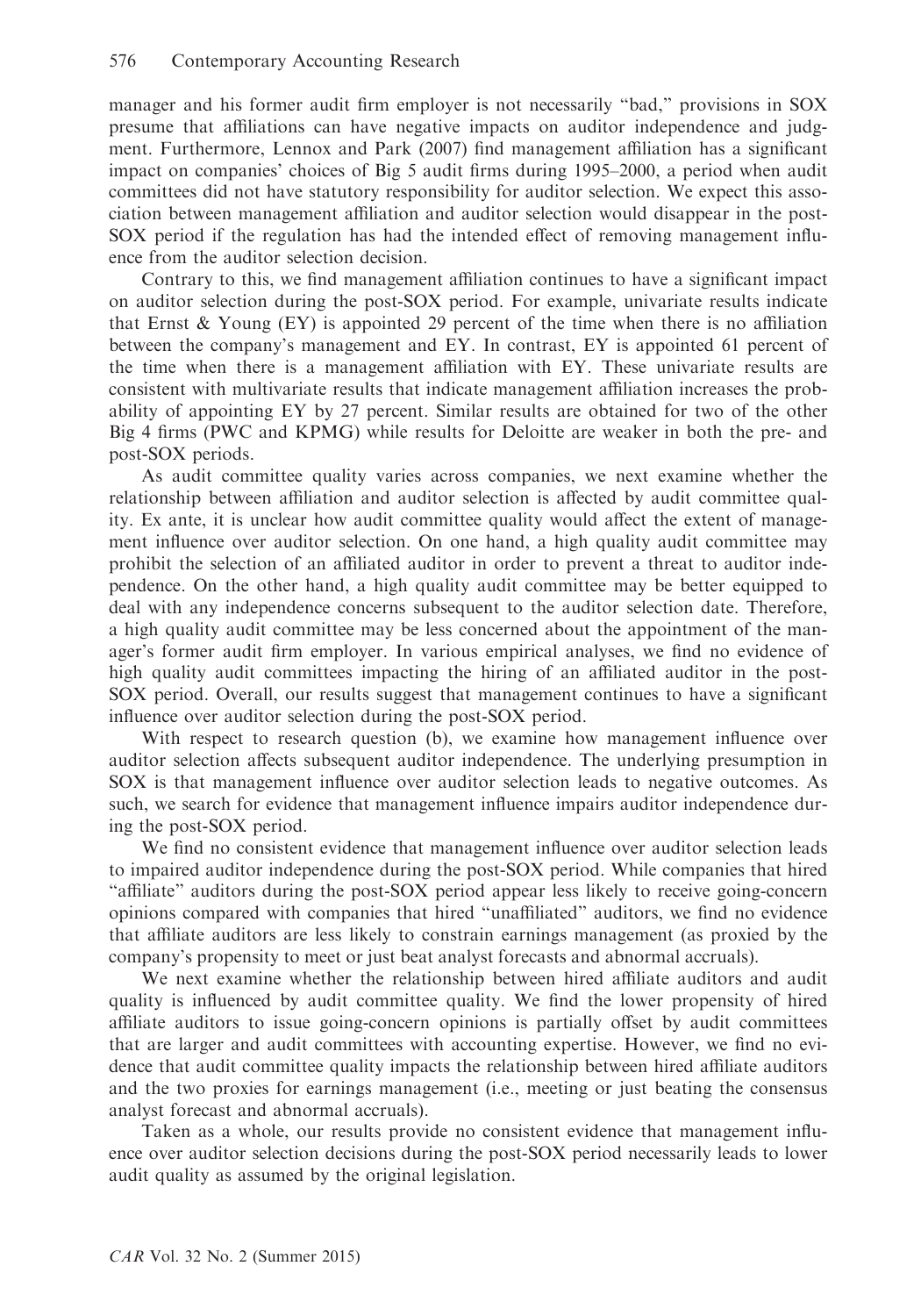manager and his former audit firm employer is not necessarily "bad," provisions in SOX presume that affiliations can have negative impacts on auditor independence and judgment. Furthermore, Lennox and Park (2007) find management affiliation has a significant impact on companies' choices of Big 5 audit firms during 1995–2000, a period when audit committees did not have statutory responsibility for auditor selection. We expect this association between management affiliation and auditor selection would disappear in the post-SOX period if the regulation has had the intended effect of removing management influence from the auditor selection decision.

Contrary to this, we find management affiliation continues to have a significant impact on auditor selection during the post-SOX period. For example, univariate results indicate that Ernst & Young (EY) is appointed 29 percent of the time when there is no affiliation between the company's management and EY. In contrast, EY is appointed 61 percent of the time when there is a management affiliation with EY. These univariate results are consistent with multivariate results that indicate management affiliation increases the probability of appointing EY by 27 percent. Similar results are obtained for two of the other Big 4 firms (PWC and KPMG) while results for Deloitte are weaker in both the pre- and post-SOX periods.

As audit committee quality varies across companies, we next examine whether the relationship between affiliation and auditor selection is affected by audit committee quality. Ex ante, it is unclear how audit committee quality would affect the extent of management influence over auditor selection. On one hand, a high quality audit committee may prohibit the selection of an affiliated auditor in order to prevent a threat to auditor independence. On the other hand, a high quality audit committee may be better equipped to deal with any independence concerns subsequent to the auditor selection date. Therefore, a high quality audit committee may be less concerned about the appointment of the manager's former audit firm employer. In various empirical analyses, we find no evidence of high quality audit committees impacting the hiring of an affiliated auditor in the post-SOX period. Overall, our results suggest that management continues to have a significant influence over auditor selection during the post-SOX period.

With respect to research question (b), we examine how management influence over auditor selection affects subsequent auditor independence. The underlying presumption in SOX is that management influence over auditor selection leads to negative outcomes. As such, we search for evidence that management influence impairs auditor independence during the post-SOX period.

We find no consistent evidence that management influence over auditor selection leads to impaired auditor independence during the post-SOX period. While companies that hired "affiliate" auditors during the post-SOX period appear less likely to receive going-concern opinions compared with companies that hired "unaffiliated" auditors, we find no evidence that affiliate auditors are less likely to constrain earnings management (as proxied by the company's propensity to meet or just beat analyst forecasts and abnormal accruals).

We next examine whether the relationship between hired affiliate auditors and audit quality is influenced by audit committee quality. We find the lower propensity of hired affiliate auditors to issue going-concern opinions is partially offset by audit committees that are larger and audit committees with accounting expertise. However, we find no evidence that audit committee quality impacts the relationship between hired affiliate auditors and the two proxies for earnings management (i.e., meeting or just beating the consensus analyst forecast and abnormal accruals).

Taken as a whole, our results provide no consistent evidence that management influence over auditor selection decisions during the post-SOX period necessarily leads to lower audit quality as assumed by the original legislation.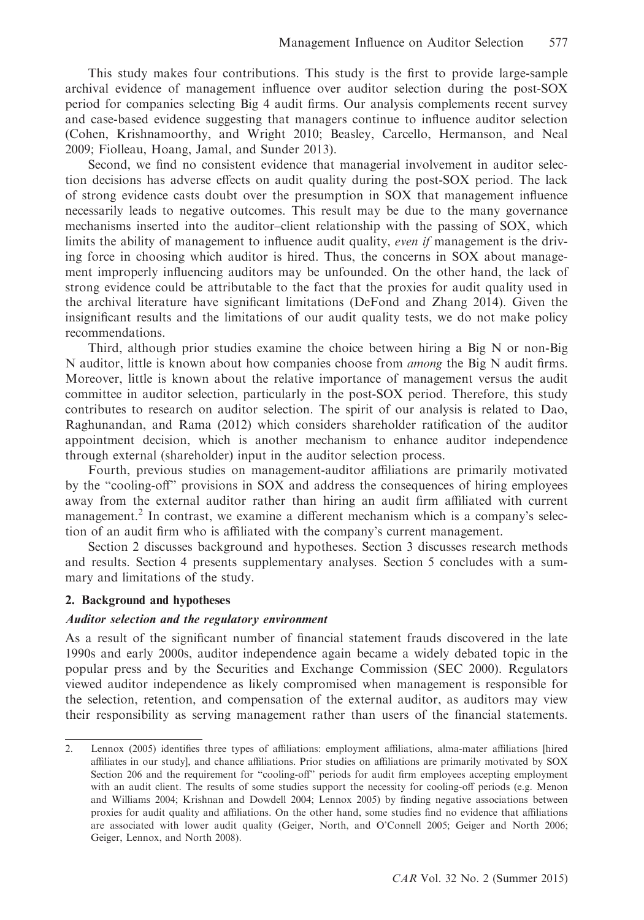This study makes four contributions. This study is the first to provide large-sample archival evidence of management influence over auditor selection during the post-SOX period for companies selecting Big 4 audit firms. Our analysis complements recent survey and case-based evidence suggesting that managers continue to influence auditor selection (Cohen, Krishnamoorthy, and Wright 2010; Beasley, Carcello, Hermanson, and Neal 2009; Fiolleau, Hoang, Jamal, and Sunder 2013).

Second, we find no consistent evidence that managerial involvement in auditor selection decisions has adverse effects on audit quality during the post-SOX period. The lack of strong evidence casts doubt over the presumption in SOX that management influence necessarily leads to negative outcomes. This result may be due to the many governance mechanisms inserted into the auditor–client relationship with the passing of SOX, which limits the ability of management to influence audit quality, *even if* management is the driving force in choosing which auditor is hired. Thus, the concerns in SOX about management improperly influencing auditors may be unfounded. On the other hand, the lack of strong evidence could be attributable to the fact that the proxies for audit quality used in the archival literature have significant limitations (DeFond and Zhang 2014). Given the insignificant results and the limitations of our audit quality tests, we do not make policy recommendations.

Third, although prior studies examine the choice between hiring a Big N or non-Big N auditor, little is known about how companies choose from *among* the Big N audit firms. Moreover, little is known about the relative importance of management versus the audit committee in auditor selection, particularly in the post-SOX period. Therefore, this study contributes to research on auditor selection. The spirit of our analysis is related to Dao, Raghunandan, and Rama (2012) which considers shareholder ratification of the auditor appointment decision, which is another mechanism to enhance auditor independence through external (shareholder) input in the auditor selection process.

Fourth, previous studies on management-auditor affiliations are primarily motivated by the "cooling-off" provisions in SOX and address the consequences of hiring employees away from the external auditor rather than hiring an audit firm affiliated with current management.[2] In contrast, we examine a different mechanism which is a company's selection of an audit firm who is affiliated with the company's current management.

Section 2 discusses background and hypotheses. Section 3 discusses research methods and results. Section 4 presents supplementary analyses. Section 5 concludes with a summary and limitations of the study.

## 2. Background and hypotheses

### *Auditor selection and the regulatory environment*

As a result of the significant number of financial statement frauds discovered in the late 1990s and early 2000s, auditor independence again became a widely debated topic in the popular press and by the Securities and Exchange Commission (SEC 2000). Regulators viewed auditor independence as likely compromised when management is responsible for the selection, retention, and compensation of the external auditor, as auditors may view their responsibility as serving management rather than users of the financial statements.

---

2. Lennox (2005) identifies three types of affiliations: employment affiliations, alma-mater affiliations [hired affiliates in our study], and chance affiliations. Prior studies on affiliations are primarily motivated by SOX Section 206 and the requirement for "cooling-off" periods for audit firm employees accepting employment with an audit client. The results of some studies support the necessity for cooling-off periods (e.g. Menon and Williams 2004; Krishnan and Dowdell 2004; Lennox 2005) by finding negative associations between proxies for audit quality and affiliations. On the other hand, some studies find no evidence that affiliations are associated with lower audit quality (Geiger, North, and O'Connell 2005; Geiger and North 2006; Geiger, Lennox, and North 2008).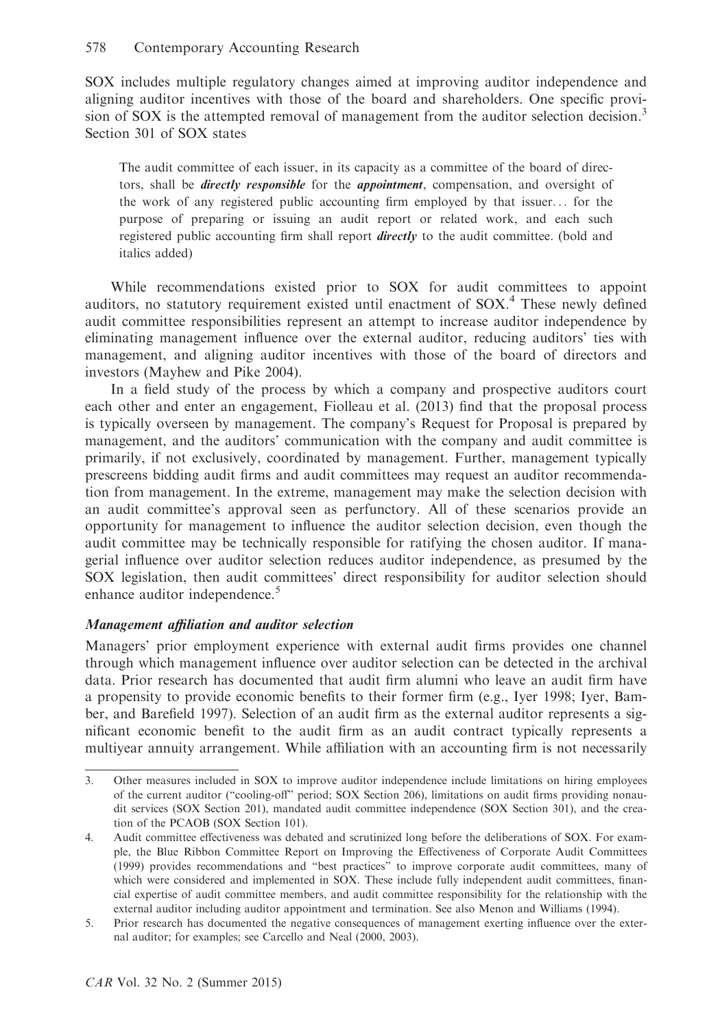SOX includes multiple regulatory changes aimed at improving auditor independence and aligning auditor incentives with those of the board and shareholders. One specific provision of SOX is the attempted removal of management from the auditor selection decision.[3] Section 301 of SOX states

> The audit committee of each issuer, in its capacity as a committee of the board of directors, shall be ***directly responsible*** for the ***appointment***, compensation, and oversight of the work of any registered public accounting firm employed by that issuer… for the purpose of preparing or issuing an audit report or related work, and each such registered public accounting firm shall report ***directly*** to the audit committee. (bold and italics added)

While recommendations existed prior to SOX for audit committees to appoint auditors, no statutory requirement existed until enactment of SOX.[4] These newly defined audit committee responsibilities represent an attempt to increase auditor independence by eliminating management influence over the external auditor, reducing auditors' ties with management, and aligning auditor incentives with those of the board of directors and investors (Mayhew and Pike 2004).

In a field study of the process by which a company and prospective auditors court each other and enter an engagement, Fiolleau et al. (2013) find that the proposal process is typically overseen by management. The company's Request for Proposal is prepared by management, and the auditors' communication with the company and audit committee is primarily, if not exclusively, coordinated by management. Further, management typically prescreens bidding audit firms and audit committees may request an auditor recommendation from management. In the extreme, management may make the selection decision with an audit committee's approval seen as perfunctory. All of these scenarios provide an opportunity for management to influence the auditor selection decision, even though the audit committee may be technically responsible for ratifying the chosen auditor. If managerial influence over auditor selection reduces auditor independence, as presumed by the SOX legislation, then audit committees' direct responsibility for auditor selection should enhance auditor independence.[5]

### *Management affiliation and auditor selection*

Managers' prior employment experience with external audit firms provides one channel through which management influence over auditor selection can be detected in the archival data. Prior research has documented that audit firm alumni who leave an audit firm have a propensity to provide economic benefits to their former firm (e.g., Iyer 1998; Iyer, Bamber, and Barefield 1997). Selection of an audit firm as the external auditor represents a significant economic benefit to the audit firm as an audit contract typically represents a multiyear annuity arrangement. While affiliation with an accounting firm is not necessarily

---

3. Other measures included in SOX to improve auditor independence include limitations on hiring employees of the current auditor ("cooling-off" period; SOX Section 206), limitations on audit firms providing nonaudit services (SOX Section 201), mandated audit committee independence (SOX Section 301), and the creation of the PCAOB (SOX Section 101).

4. Audit committee effectiveness was debated and scrutinized long before the deliberations of SOX. For example, the Blue Ribbon Committee Report on Improving the Effectiveness of Corporate Audit Committees (1999) provides recommendations and "best practices" to improve corporate audit committees, many of which were considered and implemented in SOX. These include fully independent audit committees, financial expertise of audit committee members, and audit committee responsibility for the relationship with the external auditor including auditor appointment and termination. See also Menon and Williams (1994).

5. Prior research has documented the negative consequences of management exerting influence over the external auditor; for examples; see Carcello and Neal (2000, 2003).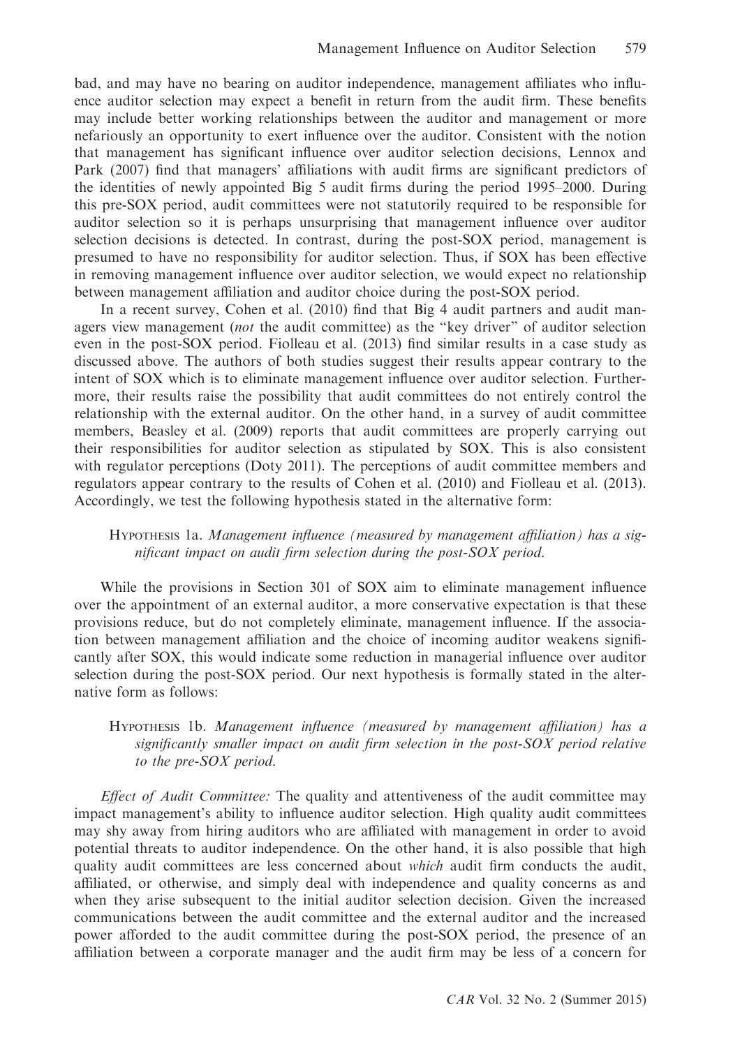bad, and may have no bearing on auditor independence, management affiliates who influence auditor selection may expect a benefit in return from the audit firm. These benefits may include better working relationships between the auditor and management or more nefariously an opportunity to exert influence over the auditor. Consistent with the notion that management has significant influence over auditor selection decisions, Lennox and Park (2007) find that managers' affiliations with audit firms are significant predictors of the identities of newly appointed Big 5 audit firms during the period 1995–2000. During this pre-SOX period, audit committees were not statutorily required to be responsible for auditor selection so it is perhaps unsurprising that management influence over auditor selection decisions is detected. In contrast, during the post-SOX period, management is presumed to have no responsibility for auditor selection. Thus, if SOX has been effective in removing management influence over auditor selection, we would expect no relationship between management affiliation and auditor choice during the post-SOX period.

In a recent survey, Cohen et al. (2010) find that Big 4 audit partners and audit managers view management (*not* the audit committee) as the "key driver" of auditor selection even in the post-SOX period. Fiolleau et al. (2013) find similar results in a case study as discussed above. The authors of both studies suggest their results appear contrary to the intent of SOX which is to eliminate management influence over auditor selection. Furthermore, their results raise the possibility that audit committees do not entirely control the relationship with the external auditor. On the other hand, in a survey of audit committee members, Beasley et al. (2009) reports that audit committees are properly carrying out their responsibilities for auditor selection as stipulated by SOX. This is also consistent with regulator perceptions (Doty 2011). The perceptions of audit committee members and regulators appear contrary to the results of Cohen et al. (2010) and Fiolleau et al. (2013). Accordingly, we test the following hypothesis stated in the alternative form:

> HYPOTHESIS 1a. *Management influence (measured by management affiliation) has a significant impact on audit firm selection during the post-SOX period.*

While the provisions in Section 301 of SOX aim to eliminate management influence over the appointment of an external auditor, a more conservative expectation is that these provisions reduce, but do not completely eliminate, management influence. If the association between management affiliation and the choice of incoming auditor weakens significantly after SOX, this would indicate some reduction in managerial influence over auditor selection during the post-SOX period. Our next hypothesis is formally stated in the alternative form as follows:

> HYPOTHESIS 1b. *Management influence (measured by management affiliation) has a significantly smaller impact on audit firm selection in the post-SOX period relative to the pre-SOX period.*

*Effect of Audit Committee:* The quality and attentiveness of the audit committee may impact management's ability to influence auditor selection. High quality audit committees may shy away from hiring auditors who are affiliated with management in order to avoid potential threats to auditor independence. On the other hand, it is also possible that high quality audit committees are less concerned about *which* audit firm conducts the audit, affiliated, or otherwise, and simply deal with independence and quality concerns as and when they arise subsequent to the initial auditor selection decision. Given the increased communications between the audit committee and the external auditor and the increased power afforded to the audit committee during the post-SOX period, the presence of an affiliation between a corporate manager and the audit firm may be less of a concern for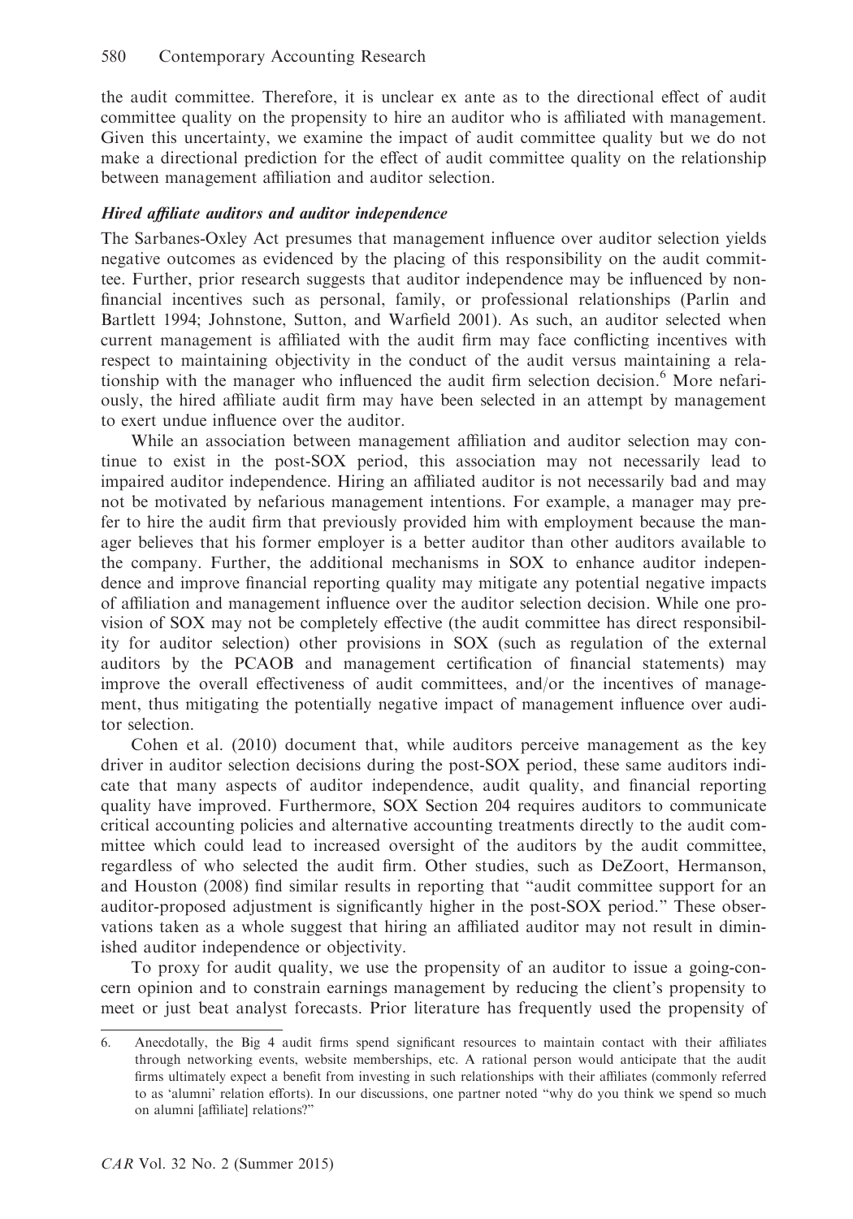the audit committee. Therefore, it is unclear ex ante as to the directional effect of audit committee quality on the propensity to hire an auditor who is affiliated with management. Given this uncertainty, we examine the impact of audit committee quality but we do not make a directional prediction for the effect of audit committee quality on the relationship between management affiliation and auditor selection.

### *Hired affiliate auditors and auditor independence*

The Sarbanes-Oxley Act presumes that management influence over auditor selection yields negative outcomes as evidenced by the placing of this responsibility on the audit committee. Further, prior research suggests that auditor independence may be influenced by nonfinancial incentives such as personal, family, or professional relationships (Parlin and Bartlett 1994; Johnstone, Sutton, and Warfield 2001). As such, an auditor selected when current management is affiliated with the audit firm may face conflicting incentives with respect to maintaining objectivity in the conduct of the audit versus maintaining a relationship with the manager who influenced the audit firm selection decision.[6] More nefariously, the hired affiliate audit firm may have been selected in an attempt by management to exert undue influence over the auditor.

While an association between management affiliation and auditor selection may continue to exist in the post-SOX period, this association may not necessarily lead to impaired auditor independence. Hiring an affiliated auditor is not necessarily bad and may not be motivated by nefarious management intentions. For example, a manager may prefer to hire the audit firm that previously provided him with employment because the manager believes that his former employer is a better auditor than other auditors available to the company. Further, the additional mechanisms in SOX to enhance auditor independence and improve financial reporting quality may mitigate any potential negative impacts of affiliation and management influence over the auditor selection decision. While one provision of SOX may not be completely effective (the audit committee has direct responsibility for auditor selection) other provisions in SOX (such as regulation of the external auditors by the PCAOB and management certification of financial statements) may improve the overall effectiveness of audit committees, and/or the incentives of management, thus mitigating the potentially negative impact of management influence over auditor selection.

Cohen et al. (2010) document that, while auditors perceive management as the key driver in auditor selection decisions during the post-SOX period, these same auditors indicate that many aspects of auditor independence, audit quality, and financial reporting quality have improved. Furthermore, SOX Section 204 requires auditors to communicate critical accounting policies and alternative accounting treatments directly to the audit committee which could lead to increased oversight of the auditors by the audit committee, regardless of who selected the audit firm. Other studies, such as DeZoort, Hermanson, and Houston (2008) find similar results in reporting that "audit committee support for an auditor-proposed adjustment is significantly higher in the post-SOX period." These observations taken as a whole suggest that hiring an affiliated auditor may not result in diminished auditor independence or objectivity.

To proxy for audit quality, we use the propensity of an auditor to issue a going-concern opinion and to constrain earnings management by reducing the client's propensity to meet or just beat analyst forecasts. Prior literature has frequently used the propensity of

6. Anecdotally, the Big 4 audit firms spend significant resources to maintain contact with their affiliates through networking events, website memberships, etc. A rational person would anticipate that the audit firms ultimately expect a benefit from investing in such relationships with their affiliates (commonly referred to as 'alumni' relation efforts). In our discussions, one partner noted "why do you think we spend so much on alumni [affiliate] relations?"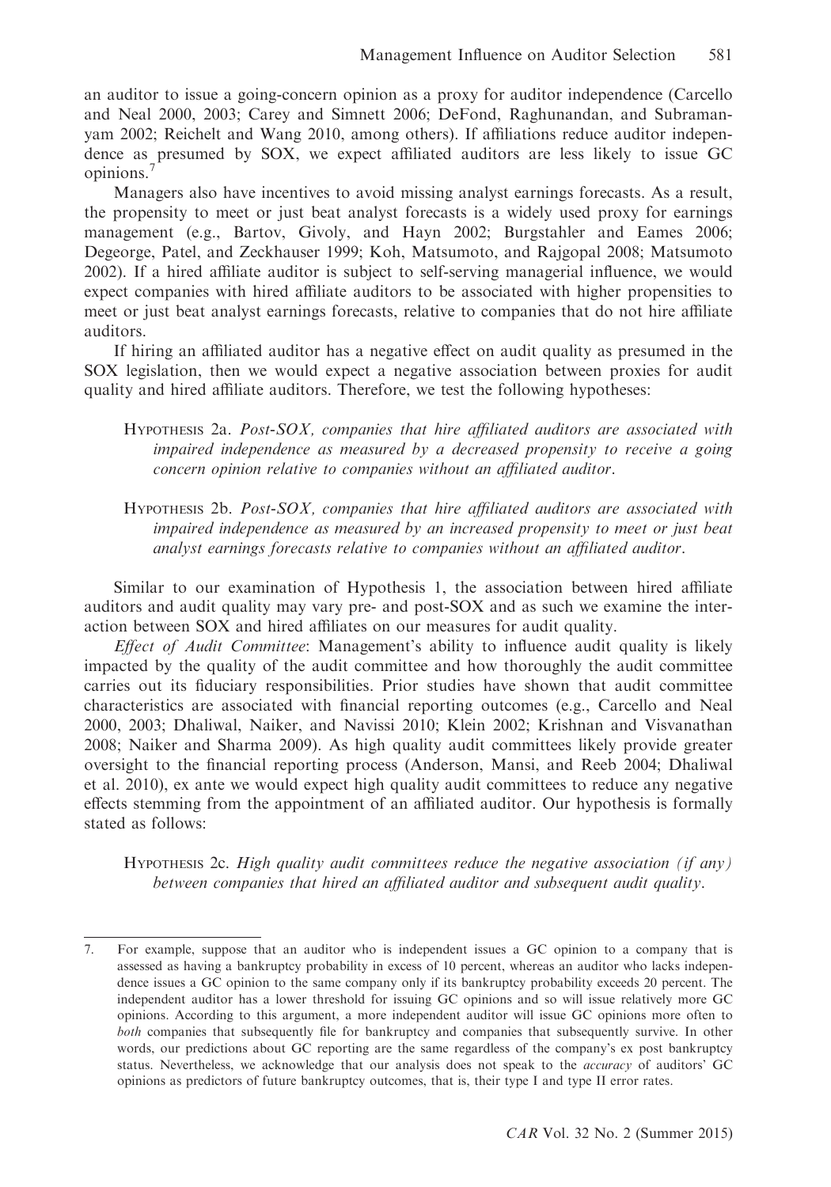an auditor to issue a going-concern opinion as a proxy for auditor independence (Carcello and Neal 2000, 2003; Carey and Simnett 2006; DeFond, Raghunandan, and Subramanyam 2002; Reichelt and Wang 2010, among others). If affiliations reduce auditor independence as presumed by SOX, we expect affiliated auditors are less likely to issue GC opinions.[7]

Managers also have incentives to avoid missing analyst earnings forecasts. As a result, the propensity to meet or just beat analyst forecasts is a widely used proxy for earnings management (e.g., Bartov, Givoly, and Hayn 2002; Burgstahler and Eames 2006; Degeorge, Patel, and Zeckhauser 1999; Koh, Matsumoto, and Rajgopal 2008; Matsumoto 2002). If a hired affiliate auditor is subject to self-serving managerial influence, we would expect companies with hired affiliate auditors to be associated with higher propensities to meet or just beat analyst earnings forecasts, relative to companies that do not hire affiliate auditors.

If hiring an affiliated auditor has a negative effect on audit quality as presumed in the SOX legislation, then we would expect a negative association between proxies for audit quality and hired affiliate auditors. Therefore, we test the following hypotheses:

> Hypothesis 2a. *Post-SOX, companies that hire affiliated auditors are associated with impaired independence as measured by a decreased propensity to receive a going concern opinion relative to companies without an affiliated auditor.*

> Hypothesis 2b. *Post-SOX, companies that hire affiliated auditors are associated with impaired independence as measured by an increased propensity to meet or just beat analyst earnings forecasts relative to companies without an affiliated auditor.*

Similar to our examination of Hypothesis 1, the association between hired affiliate auditors and audit quality may vary pre- and post-SOX and as such we examine the interaction between SOX and hired affiliates on our measures for audit quality.

*Effect of Audit Committee*: Management's ability to influence audit quality is likely impacted by the quality of the audit committee and how thoroughly the audit committee carries out its fiduciary responsibilities. Prior studies have shown that audit committee characteristics are associated with financial reporting outcomes (e.g., Carcello and Neal 2000, 2003; Dhaliwal, Naiker, and Navissi 2010; Klein 2002; Krishnan and Visvanathan 2008; Naiker and Sharma 2009). As high quality audit committees likely provide greater oversight to the financial reporting process (Anderson, Mansi, and Reeb 2004; Dhaliwal et al. 2010), ex ante we would expect high quality audit committees to reduce any negative effects stemming from the appointment of an affiliated auditor. Our hypothesis is formally stated as follows:

> Hypothesis 2c. *High quality audit committees reduce the negative association (if any) between companies that hired an affiliated auditor and subsequent audit quality.*

---

7. For example, suppose that an auditor who is independent issues a GC opinion to a company that is assessed as having a bankruptcy probability in excess of 10 percent, whereas an auditor who lacks independence issues a GC opinion to the same company only if its bankruptcy probability exceeds 20 percent. The independent auditor has a lower threshold for issuing GC opinions and so will issue relatively more GC opinions. According to this argument, a more independent auditor will issue GC opinions more often to *both* companies that subsequently file for bankruptcy and companies that subsequently survive. In other words, our predictions about GC reporting are the same regardless of the company's ex post bankruptcy status. Nevertheless, we acknowledge that our analysis does not speak to the *accuracy* of auditors' GC opinions as predictors of future bankruptcy outcomes, that is, their type I and type II error rates.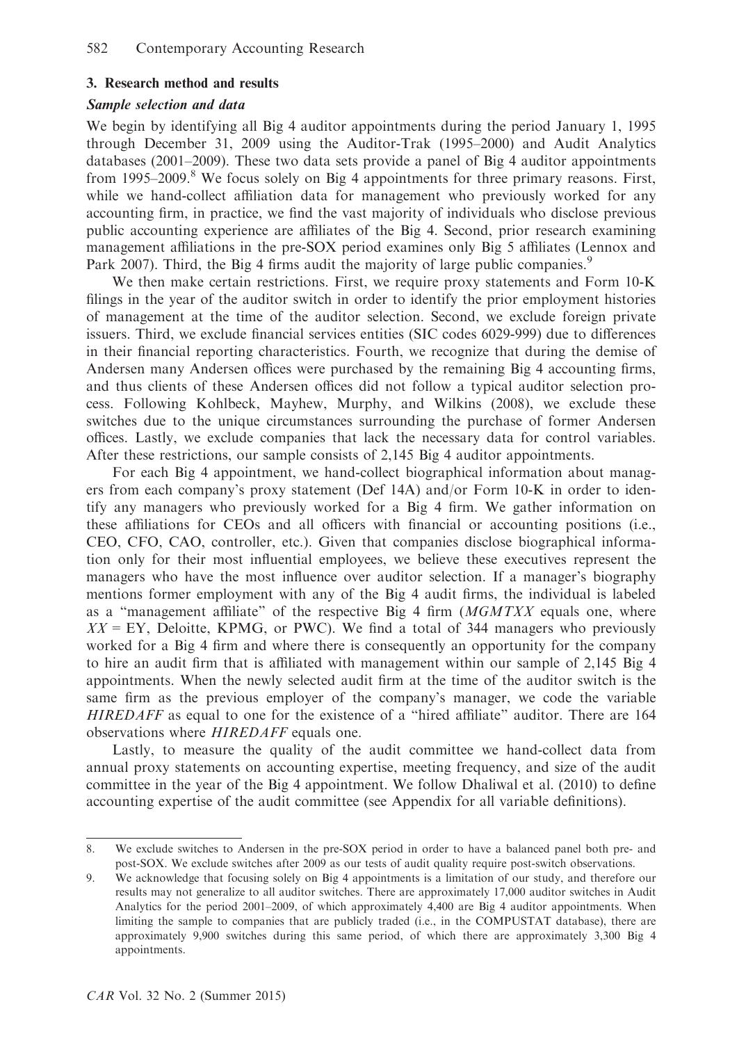## 3. Research method and results

### *Sample selection and data*

We begin by identifying all Big 4 auditor appointments during the period January 1, 1995 through December 31, 2009 using the Auditor-Trak (1995–2000) and Audit Analytics databases (2001–2009). These two data sets provide a panel of Big 4 auditor appointments from 1995–2009.[8] We focus solely on Big 4 appointments for three primary reasons. First, while we hand-collect affiliation data for management who previously worked for any accounting firm, in practice, we find the vast majority of individuals who disclose previous public accounting experience are affiliates of the Big 4. Second, prior research examining management affiliations in the pre-SOX period examines only Big 5 affiliates (Lennox and Park 2007). Third, the Big 4 firms audit the majority of large public companies.[9]

We then make certain restrictions. First, we require proxy statements and Form 10-K filings in the year of the auditor switch in order to identify the prior employment histories of management at the time of the auditor selection. Second, we exclude foreign private issuers. Third, we exclude financial services entities (SIC codes 6029-999) due to differences in their financial reporting characteristics. Fourth, we recognize that during the demise of Andersen many Andersen offices were purchased by the remaining Big 4 accounting firms, and thus clients of these Andersen offices did not follow a typical auditor selection process. Following Kohlbeck, Mayhew, Murphy, and Wilkins (2008), we exclude these switches due to the unique circumstances surrounding the purchase of former Andersen offices. Lastly, we exclude companies that lack the necessary data for control variables. After these restrictions, our sample consists of 2,145 Big 4 auditor appointments.

For each Big 4 appointment, we hand-collect biographical information about managers from each company's proxy statement (Def 14A) and/or Form 10-K in order to identify any managers who previously worked for a Big 4 firm. We gather information on these affiliations for CEOs and all officers with financial or accounting positions (i.e., CEO, CFO, CAO, controller, etc.). Given that companies disclose biographical information only for their most influential employees, we believe these executives represent the managers who have the most influence over auditor selection. If a manager's biography mentions former employment with any of the Big 4 audit firms, the individual is labeled as a "management affiliate" of the respective Big 4 firm (*MGMTXX* equals one, where *XX* = EY, Deloitte, KPMG, or PWC). We find a total of 344 managers who previously worked for a Big 4 firm and where there is consequently an opportunity for the company to hire an audit firm that is affiliated with management within our sample of 2,145 Big 4 appointments. When the newly selected audit firm at the time of the auditor switch is the same firm as the previous employer of the company's manager, we code the variable *HIREDAFF* as equal to one for the existence of a "hired affiliate" auditor. There are 164 observations where *HIREDAFF* equals one.

Lastly, to measure the quality of the audit committee we hand-collect data from annual proxy statements on accounting expertise, meeting frequency, and size of the audit committee in the year of the Big 4 appointment. We follow Dhaliwal et al. (2010) to define accounting expertise of the audit committee (see Appendix for all variable definitions).

---

8. We exclude switches to Andersen in the pre-SOX period in order to have a balanced panel both pre- and post-SOX. We exclude switches after 2009 as our tests of audit quality require post-switch observations.

9. We acknowledge that focusing solely on Big 4 appointments is a limitation of our study, and therefore our results may not generalize to all auditor switches. There are approximately 17,000 auditor switches in Audit Analytics for the period 2001–2009, of which approximately 4,400 are Big 4 auditor appointments. When limiting the sample to companies that are publicly traded (i.e., in the COMPUSTAT database), there are approximately 9,900 switches during this same period, of which there are approximately 3,300 Big 4 appointments.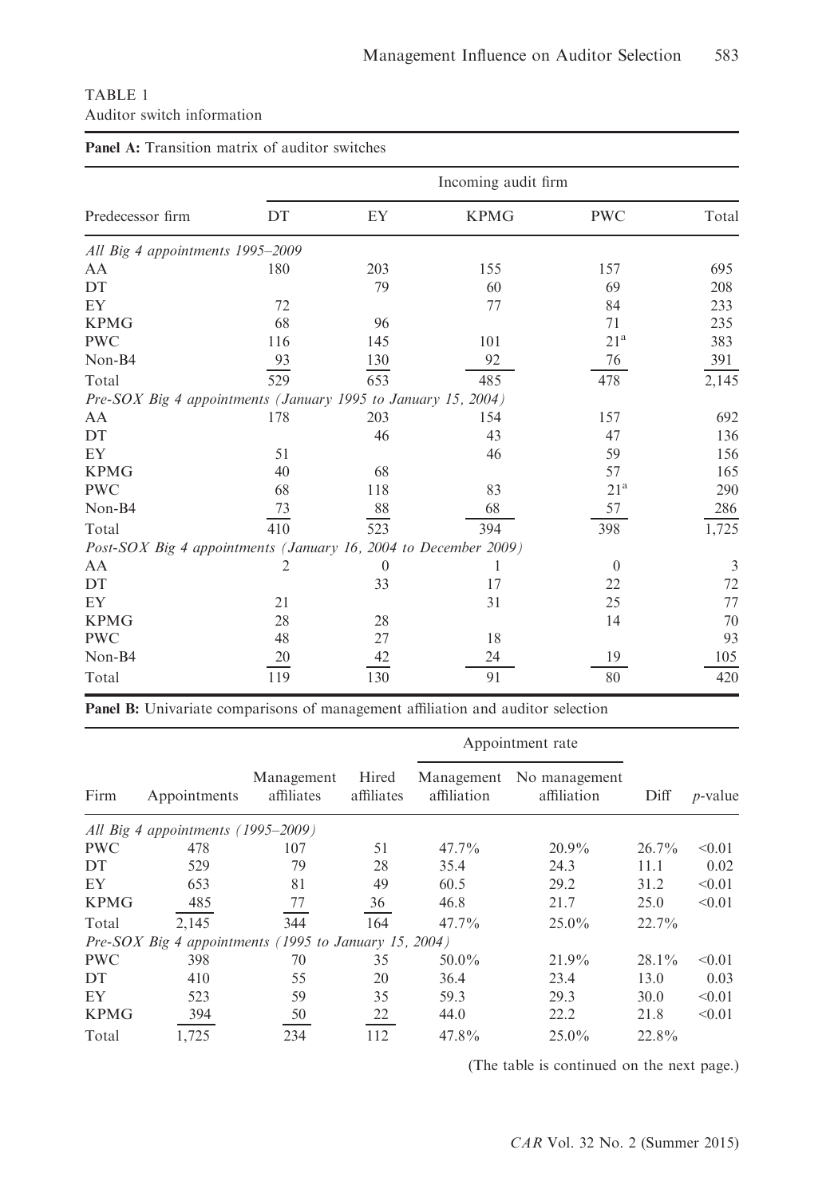TABLE 1

Auditor switch information

**Panel A:** Transition matrix of auditor switches

| Predecessor firm | Incoming audit firm | | | | |
|---|---|---|---|---|---|
| | DT | EY | KPMG | PWC | Total |
| *All Big 4 appointments 1995–2009* | | | | | |
| AA | 180 | 203 | 155 | 157 | 695 |
| DT | | 79 | 60 | 69 | 208 |
| EY | 72 | | 77 | 84 | 233 |
| KPMG | 68 | 96 | | 71 | 235 |
| PWC | 116 | 145 | 101 | 21[a] | 383 |
| Non-B4 | 93 | 130 | 92 | 76 | 391 |
| Total | 529 | 653 | 485 | 478 | 2,145 |
| *Pre-SOX Big 4 appointments (January 1995 to January 15, 2004)* | | | | | |
| AA | 178 | 203 | 154 | 157 | 692 |
| DT | | 46 | 43 | 47 | 136 |
| EY | 51 | | 46 | 59 | 156 |
| KPMG | 40 | 68 | | 57 | 165 |
| PWC | 68 | 118 | 83 | 21[a] | 290 |
| Non-B4 | 73 | 88 | 68 | 57 | 286 |
| Total | 410 | 523 | 394 | 398 | 1,725 |
| *Post-SOX Big 4 appointments (January 16, 2004 to December 2009)* | | | | | |
| AA | 2 | 0 | 1 | 0 | 3 |
| DT | | 33 | 17 | 22 | 72 |
| EY | 21 | | 31 | 25 | 77 |
| KPMG | 28 | 28 | | 14 | 70 |
| PWC | 48 | 27 | 18 | | 93 |
| Non-B4 | 20 | 42 | 24 | 19 | 105 |
| Total | 119 | 130 | 91 | 80 | 420 |

**Panel B:** Univariate comparisons of management affiliation and auditor selection

| Firm | Appointments | Management affiliates | Hired affiliates | Appointment rate | | Diff | *p*-value |
|---|---|---|---|---|---|---|---|
| | | | | Management affiliation | No management affiliation | | |
| *All Big 4 appointments (1995–2009)* | | | | | | | |
| PWC | 478 | 107 | 51 | 47.7% | 20.9% | 26.7% | <0.01 |
| DT | 529 | 79 | 28 | 35.4 | 24.3 | 11.1 | 0.02 |
| EY | 653 | 81 | 49 | 60.5 | 29.2 | 31.2 | <0.01 |
| KPMG | 485 | 77 | 36 | 46.8 | 21.7 | 25.0 | <0.01 |
| Total | 2,145 | 344 | 164 | 47.7% | 25.0% | 22.7% | |
| *Pre-SOX Big 4 appointments (1995 to January 15, 2004)* | | | | | | | |
| PWC | 398 | 70 | 35 | 50.0% | 21.9% | 28.1% | <0.01 |
| DT | 410 | 55 | 20 | 36.4 | 23.4 | 13.0 | 0.03 |
| EY | 523 | 59 | 35 | 59.3 | 29.3 | 30.0 | <0.01 |
| KPMG | 394 | 50 | 22 | 44.0 | 22.2 | 21.8 | <0.01 |
| Total | 1,725 | 234 | 112 | 47.8% | 25.0% | 22.8% | |

(The table is continued on the next page.)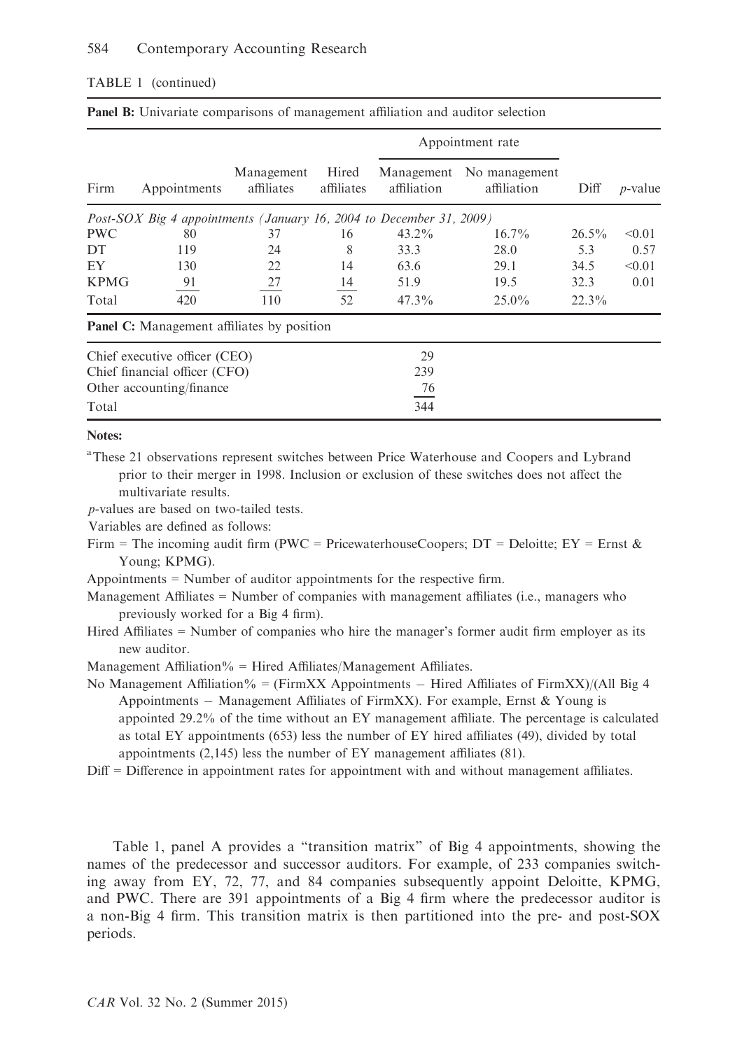TABLE 1 (continued)

**Panel B:** Univariate comparisons of management affiliation and auditor selection

| | | | | Appointment rate | | | |
|---|---|---|---|---|---|---|---|
| Firm | Appointments | Management affiliates | Hired affiliates | Management affiliation | No management affiliation | Diff | *p*-value |
| *Post-SOX Big 4 appointments (January 16, 2004 to December 31, 2009)* | | | | | | | |
| PWC | 80 | 37 | 16 | 43.2% | 16.7% | 26.5% | <0.01 |
| DT | 119 | 24 | 8 | 33.3 | 28.0 | 5.3 | 0.57 |
| EY | 130 | 22 | 14 | 63.6 | 29.1 | 34.5 | <0.01 |
| KPMG | 91 | 27 | 14 | 51.9 | 19.5 | 32.3 | 0.01 |
| Total | 420 | 110 | 52 | 47.3% | 25.0% | 22.3% | |

**Panel C:** Management affiliates by position

| | |
|---|---|
| Chief executive officer (CEO) | 29 |
| Chief financial officer (CFO) | 239 |
| Other accounting/finance | 76 |
| Total | 344 |

**Notes:**

[a]These 21 observations represent switches between Price Waterhouse and Coopers and Lybrand prior to their merger in 1998. Inclusion or exclusion of these switches does not affect the multivariate results.

*p*-values are based on two-tailed tests.

Variables are defined as follows:

Firm = The incoming audit firm (PWC = PricewaterhouseCoopers; DT = Deloitte; EY = Ernst & Young; KPMG).

Appointments = Number of auditor appointments for the respective firm.

Management Affiliates = Number of companies with management affiliates (i.e., managers who previously worked for a Big 4 firm).

Hired Affiliates = Number of companies who hire the manager's former audit firm employer as its new auditor.

Management Affiliation% = Hired Affiliates/Management Affiliates.

No Management Affiliation% = (FirmXX Appointments − Hired Affiliates of FirmXX)/(All Big 4 Appointments − Management Affiliates of FirmXX). For example, Ernst & Young is appointed 29.2% of the time without an EY management affiliate. The percentage is calculated as total EY appointments (653) less the number of EY hired affiliates (49), divided by total appointments (2,145) less the number of EY management affiliates (81).

Diff = Difference in appointment rates for appointment with and without management affiliates.

Table 1, panel A provides a "transition matrix" of Big 4 appointments, showing the names of the predecessor and successor auditors. For example, of 233 companies switching away from EY, 72, 77, and 84 companies subsequently appoint Deloitte, KPMG, and PWC. There are 391 appointments of a Big 4 firm where the predecessor auditor is a non-Big 4 firm. This transition matrix is then partitioned into the pre- and post-SOX periods.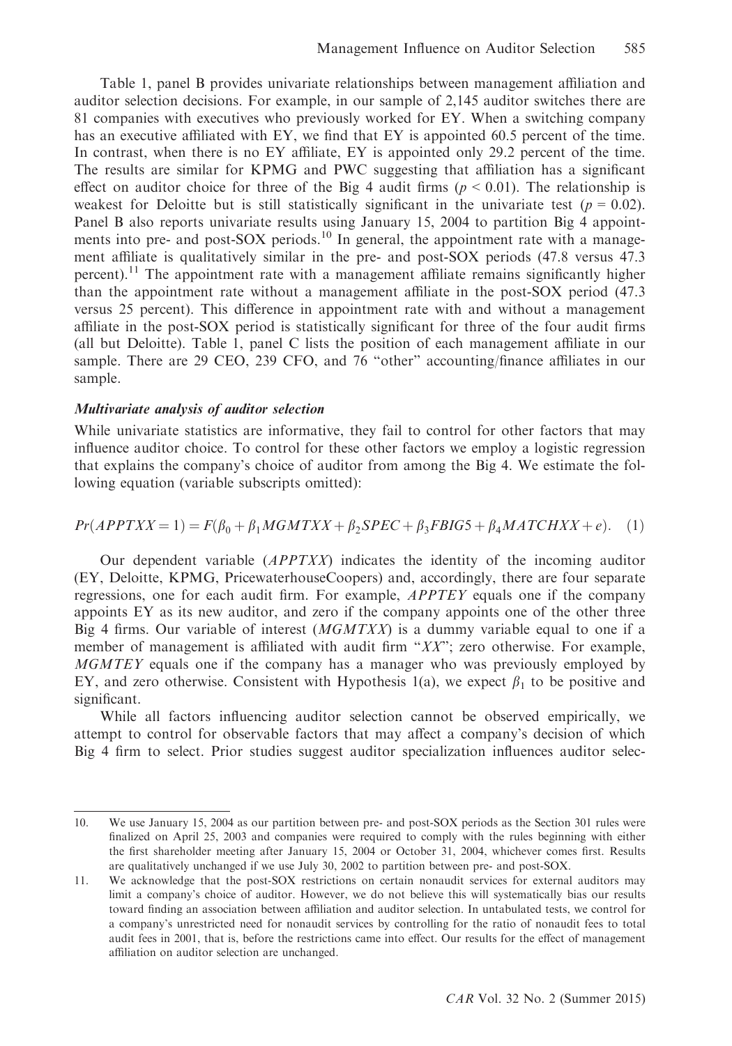Table 1, panel B provides univariate relationships between management affiliation and auditor selection decisions. For example, in our sample of 2,145 auditor switches there are 81 companies with executives who previously worked for EY. When a switching company has an executive affiliated with EY, we find that EY is appointed 60.5 percent of the time. In contrast, when there is no EY affiliate, EY is appointed only 29.2 percent of the time. The results are similar for KPMG and PWC suggesting that affiliation has a significant effect on auditor choice for three of the Big 4 audit firms ($p < 0.01$). The relationship is weakest for Deloitte but is still statistically significant in the univariate test ($p = 0.02$). Panel B also reports univariate results using January 15, 2004 to partition Big 4 appointments into pre- and post-SOX periods.[10] In general, the appointment rate with a management affiliate is qualitatively similar in the pre- and post-SOX periods (47.8 versus 47.3 percent).[11] The appointment rate with a management affiliate remains significantly higher than the appointment rate without a management affiliate in the post-SOX period (47.3 versus 25 percent). This difference in appointment rate with and without a management affiliate in the post-SOX period is statistically significant for three of the four audit firms (all but Deloitte). Table 1, panel C lists the position of each management affiliate in our sample. There are 29 CEO, 239 CFO, and 76 "other" accounting/finance affiliates in our sample.

### *Multivariate analysis of auditor selection*

While univariate statistics are informative, they fail to control for other factors that may influence auditor choice. To control for these other factors we employ a logistic regression that explains the company's choice of auditor from among the Big 4. We estimate the following equation (variable subscripts omitted):

$$Pr(APPTXX = 1) = F(\beta_0 + \beta_1 MGMTXX + \beta_2 SPEC + \beta_3 FBIG5 + \beta_4 MATCHXX + e). \quad (1)$$

Our dependent variable ($APPTXX$) indicates the identity of the incoming auditor (EY, Deloitte, KPMG, PricewaterhouseCoopers) and, accordingly, there are four separate regressions, one for each audit firm. For example, $APPTEY$ equals one if the company appoints EY as its new auditor, and zero if the company appoints one of the other three Big 4 firms. Our variable of interest ($MGMTXX$) is a dummy variable equal to one if a member of management is affiliated with audit firm "$XX$"; zero otherwise. For example, $MGMTEY$ equals one if the company has a manager who was previously employed by EY, and zero otherwise. Consistent with Hypothesis 1(a), we expect $\beta_1$ to be positive and significant.

While all factors influencing auditor selection cannot be observed empirically, we attempt to control for observable factors that may affect a company's decision of which Big 4 firm to select. Prior studies suggest auditor specialization influences auditor selec-

---

10. We use January 15, 2004 as our partition between pre- and post-SOX periods as the Section 301 rules were finalized on April 25, 2003 and companies were required to comply with the rules beginning with either the first shareholder meeting after January 15, 2004 or October 31, 2004, whichever comes first. Results are qualitatively unchanged if we use July 30, 2002 to partition between pre- and post-SOX.

11. We acknowledge that the post-SOX restrictions on certain nonaudit services for external auditors may limit a company's choice of auditor. However, we do not believe this will systematically bias our results toward finding an association between affiliation and auditor selection. In untabulated tests, we control for a company's unrestricted need for nonaudit services by controlling for the ratio of nonaudit fees to total audit fees in 2001, that is, before the restrictions came into effect. Our results for the effect of management affiliation on auditor selection are unchanged.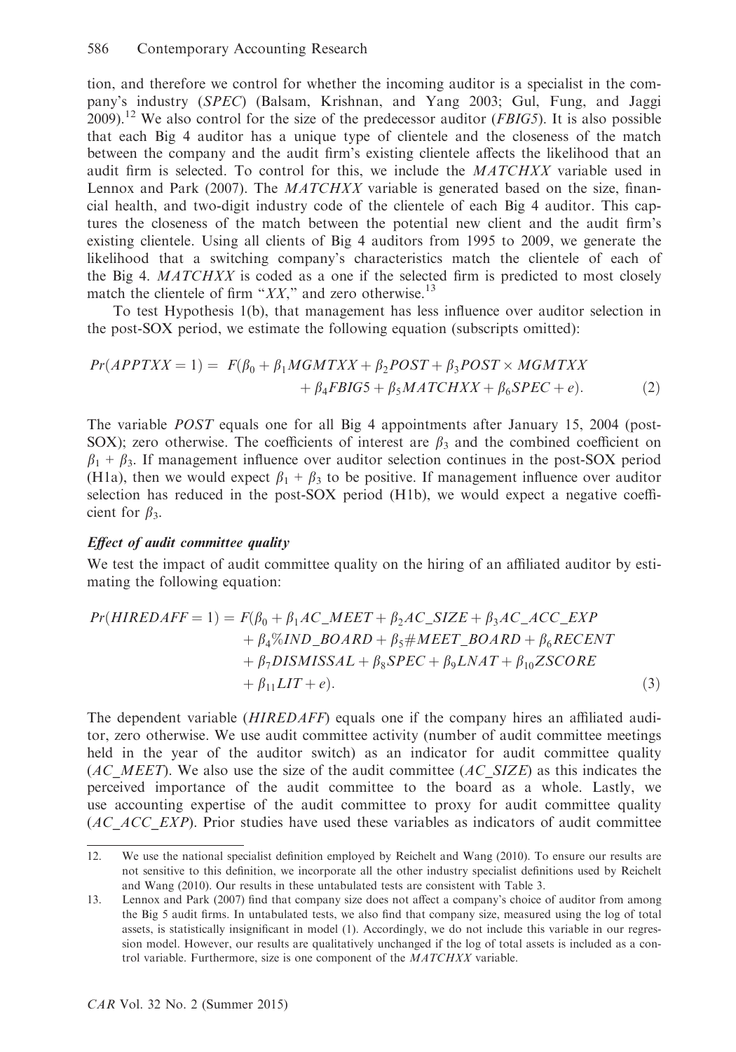tion, and therefore we control for whether the incoming auditor is a specialist in the company's industry (*SPEC*) (Balsam, Krishnan, and Yang 2003; Gul, Fung, and Jaggi 2009).[12] We also control for the size of the predecessor auditor (*FBIG5*). It is also possible that each Big 4 auditor has a unique type of clientele and the closeness of the match between the company and the audit firm's existing clientele affects the likelihood that an audit firm is selected. To control for this, we include the *MATCHXX* variable used in Lennox and Park (2007). The *MATCHXX* variable is generated based on the size, financial health, and two-digit industry code of the clientele of each Big 4 auditor. This captures the closeness of the match between the potential new client and the audit firm's existing clientele. Using all clients of Big 4 auditors from 1995 to 2009, we generate the likelihood that a switching company's characteristics match the clientele of each of the Big 4. *MATCHXX* is coded as a one if the selected firm is predicted to most closely match the clientele of firm "*XX*," and zero otherwise.[13]

To test Hypothesis 1(b), that management has less influence over auditor selection in the post-SOX period, we estimate the following equation (subscripts omitted):

$$
\begin{aligned}
Pr(APPTXX = 1) = \ & F(\beta_0 + \beta_1 MGMTXX + \beta_2 POST + \beta_3 POST \times MGMTXX \\
& + \beta_4 FBIG5 + \beta_5 MATCHXX + \beta_6 SPEC + e). \qquad (2)
\end{aligned}
$$

The variable *POST* equals one for all Big 4 appointments after January 15, 2004 (post-SOX); zero otherwise. The coefficients of interest are $\beta_3$ and the combined coefficient on $\beta_1 + \beta_3$. If management influence over auditor selection continues in the post-SOX period (H1a), then we would expect $\beta_1 + \beta_3$ to be positive. If management influence over auditor selection has reduced in the post-SOX period (H1b), we would expect a negative coefficient for $\beta_3$.

### *Effect of audit committee quality*

We test the impact of audit committee quality on the hiring of an affiliated auditor by estimating the following equation:

$$
\begin{aligned}
Pr(HIREDAFF = 1) = \ & F(\beta_0 + \beta_1 AC\_MEET + \beta_2 AC\_SIZE + \beta_3 AC\_ACC\_EXP \\
& + \beta_4 \%IND\_BOARD + \beta_5 \#MEET\_BOARD + \beta_6 RECENT \\
& + \beta_7 DISMISSAL + \beta_8 SPEC + \beta_9 LNAT + \beta_{10} ZSCORE \\
& + \beta_{11} LIT + e). \qquad (3)
\end{aligned}
$$

The dependent variable (*HIREDAFF*) equals one if the company hires an affiliated auditor, zero otherwise. We use audit committee activity (number of audit committee meetings held in the year of the auditor switch) as an indicator for audit committee quality (*AC_MEET*). We also use the size of the audit committee (*AC_SIZE*) as this indicates the perceived importance of the audit committee to the board as a whole. Lastly, we use accounting expertise of the audit committee to proxy for audit committee quality (*AC_ACC_EXP*). Prior studies have used these variables as indicators of audit committee

---

12. We use the national specialist definition employed by Reichelt and Wang (2010). To ensure our results are not sensitive to this definition, we incorporate all the other industry specialist definitions used by Reichelt and Wang (2010). Our results in these untabulated tests are consistent with Table 3.

13. Lennox and Park (2007) find that company size does not affect a company's choice of auditor from among the Big 5 audit firms. In untabulated tests, we also find that company size, measured using the log of total assets, is statistically insignificant in model (1). Accordingly, we do not include this variable in our regression model. However, our results are qualitatively unchanged if the log of total assets is included as a control variable. Furthermore, size is one component of the *MATCHXX* variable.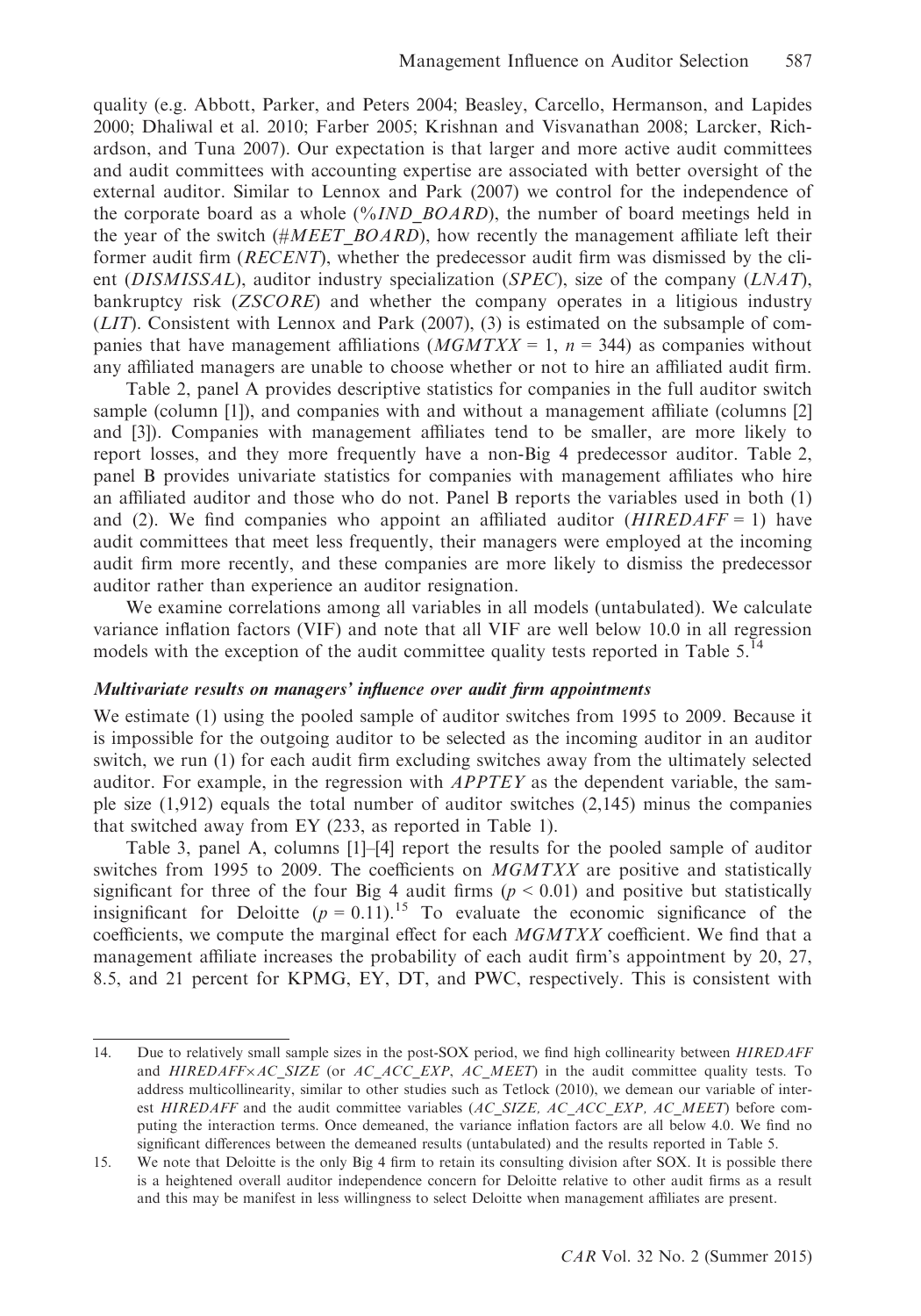quality (e.g. Abbott, Parker, and Peters 2004; Beasley, Carcello, Hermanson, and Lapides 2000; Dhaliwal et al. 2010; Farber 2005; Krishnan and Visvanathan 2008; Larcker, Richardson, and Tuna 2007). Our expectation is that larger and more active audit committees and audit committees with accounting expertise are associated with better oversight of the external auditor. Similar to Lennox and Park (2007) we control for the independence of the corporate board as a whole (*%IND_BOARD*), the number of board meetings held in the year of the switch (*#MEET_BOARD*), how recently the management affiliate left their former audit firm (*RECENT*), whether the predecessor audit firm was dismissed by the client (*DISMISSAL*), auditor industry specialization (*SPEC*), size of the company (*LNAT*), bankruptcy risk (*ZSCORE*) and whether the company operates in a litigious industry (*LIT*). Consistent with Lennox and Park (2007), (3) is estimated on the subsample of companies that have management affiliations ($MGMTXX = 1$, $n = 344$) as companies without any affiliated managers are unable to choose whether or not to hire an affiliated audit firm.

Table 2, panel A provides descriptive statistics for companies in the full auditor switch sample (column [1]), and companies with and without a management affiliate (columns [2] and [3]). Companies with management affiliates tend to be smaller, are more likely to report losses, and they more frequently have a non-Big 4 predecessor auditor. Table 2, panel B provides univariate statistics for companies with management affiliates who hire an affiliated auditor and those who do not. Panel B reports the variables used in both (1) and (2). We find companies who appoint an affiliated auditor ($HIREDAFF = 1$) have audit committees that meet less frequently, their managers were employed at the incoming audit firm more recently, and these companies are more likely to dismiss the predecessor auditor rather than experience an auditor resignation.

We examine correlations among all variables in all models (untabulated). We calculate variance inflation factors (VIF) and note that all VIF are well below 10.0 in all regression models with the exception of the audit committee quality tests reported in Table 5.[14]

### *Multivariate results on managers' influence over audit firm appointments*

We estimate (1) using the pooled sample of auditor switches from 1995 to 2009. Because it is impossible for the outgoing auditor to be selected as the incoming auditor in an auditor switch, we run (1) for each audit firm excluding switches away from the ultimately selected auditor. For example, in the regression with *APPTEY* as the dependent variable, the sample size (1,912) equals the total number of auditor switches (2,145) minus the companies that switched away from EY (233, as reported in Table 1).

Table 3, panel A, columns [1]–[4] report the results for the pooled sample of auditor switches from 1995 to 2009. The coefficients on *MGMTXX* are positive and statistically significant for three of the four Big 4 audit firms ($p < 0.01$) and positive but statistically insignificant for Deloitte ($p = 0.11$).[15] To evaluate the economic significance of the coefficients, we compute the marginal effect for each *MGMTXX* coefficient. We find that a management affiliate increases the probability of each audit firm's appointment by 20, 27, 8.5, and 21 percent for KPMG, EY, DT, and PWC, respectively. This is consistent with

---

14. Due to relatively small sample sizes in the post-SOX period, we find high collinearity between *HIREDAFF* and *HIREDAFF×AC_SIZE* (or *AC_ACC_EXP*, *AC_MEET*) in the audit committee quality tests. To address multicollinearity, similar to other studies such as Tetlock (2010), we demean our variable of interest *HIREDAFF* and the audit committee variables (*AC_SIZE, AC_ACC_EXP, AC_MEET*) before computing the interaction terms. Once demeaned, the variance inflation factors are all below 4.0. We find no significant differences between the demeaned results (untabulated) and the results reported in Table 5.

15. We note that Deloitte is the only Big 4 firm to retain its consulting division after SOX. It is possible there is a heightened overall auditor independence concern for Deloitte relative to other audit firms as a result and this may be manifest in less willingness to select Deloitte when management affiliates are present.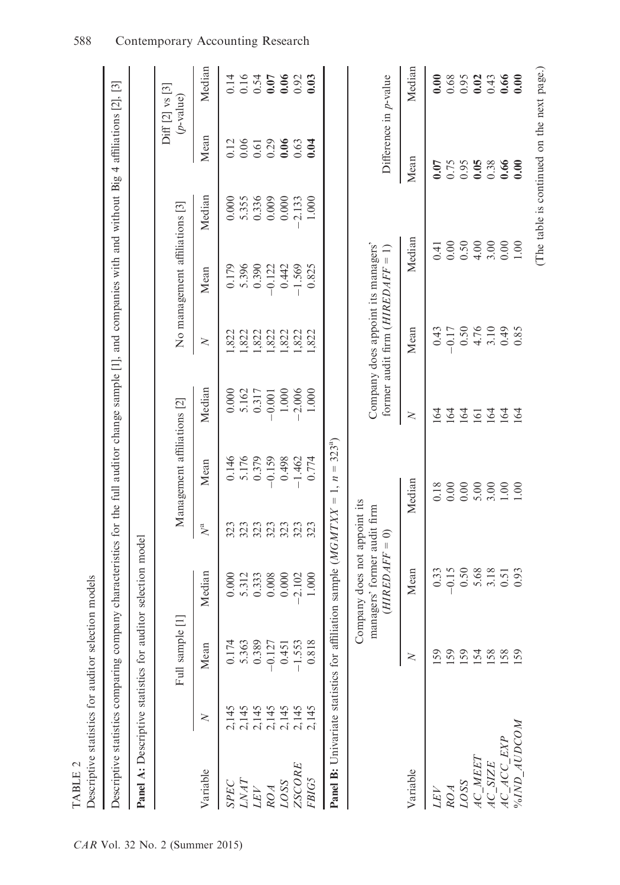TABLE 2

Descriptive statistics for auditor selection models

Descriptive statistics comparing company characteristics for the full auditor change sample [1], and companies with and without Big 4 affiliations [2], [3]

**Panel A:** Descriptive statistics for auditor selection model

| Variable | Full sample [1] | | | Management affiliations [2] | | | No management affiliations [3] | | | Diff [2] vs [3] ($p$-value) | |
|---|---|---|---|---|---|---|---|---|---|---|---|
| | $N$ | Mean | Median | $N$[a] | Mean | Median | $N$ | Mean | Median | Mean | Median |
| *SPEC* | 2,145 | 0.174 | 0.000 | 323 | 0.146 | 0.000 | 1,822 | 0.179 | 0.000 | 0.12 | 0.14 |
| *LNAT* | 2,145 | 5.363 | 5.312 | 323 | 5.176 | 5.162 | 1,822 | 5.396 | 5.355 | 0.06 | 0.16 |
| *LEV* | 2,145 | 0.389 | 0.333 | 323 | 0.379 | 0.317 | 1,822 | 0.390 | 0.336 | 0.61 | 0.54 |
| *ROA* | 2,145 | −0.127 | 0.008 | 323 | −0.159 | −0.001 | 1,822 | −0.122 | 0.009 | 0.29 | **0.07** |
| *LOSS* | 2,145 | 0.451 | 0.000 | 323 | 0.498 | 1.000 | 1,822 | 0.442 | 0.000 | **0.06** | **0.06** |
| *ZSCORE* | 2,145 | −1.553 | −2.102 | 323 | −1.462 | −2.006 | 1,822 | −1.569 | −2.133 | 0.63 | 0.92 |
| *FBIG5* | 2,145 | 0.818 | 1.000 | 323 | 0.774 | 1.000 | 1,822 | 0.825 | 1.000 | **0.04** | **0.03** |

**Panel B:** Univariate statistics for affiliation sample (*MGMTXX* = 1, $n = 323$[a])

| Variable | Company does not appoint its managers' former audit firm (*HIREDAFF* = 0) | | | Company does appoint its managers' former audit firm (*HIREDAFF* = 1) | | | Difference in $p$-value | |
|---|---|---|---|---|---|---|---|---|
| | $N$ | Mean | Median | $N$ | Mean | Median | Mean | Median |
| *LEV* | 159 | 0.33 | 0.18 | 164 | 0.43 | 0.41 | **0.07** | **0.00** |
| *ROA* | 159 | −0.15 | 0.00 | 164 | −0.17 | 0.00 | 0.75 | 0.68 |
| *LOSS* | 159 | 0.50 | 0.00 | 164 | 0.50 | 0.50 | 0.95 | 0.95 |
| *AC_MEET* | 154 | 5.68 | 5.00 | 161 | 4.76 | 4.00 | **0.05** | **0.02** |
| *AC_SIZE* | 158 | 3.18 | 3.00 | 164 | 3.10 | 3.00 | 0.38 | 0.43 |
| *AC_ACC_EXP* | 158 | 0.51 | 1.00 | 164 | 0.49 | 0.00 | **0.66** | **0.66** |
| *%IND_AUDCOM* | 159 | 0.93 | 1.00 | 164 | 0.85 | 1.00 | **0.00** | **0.00** |

(The table is continued on the next page.)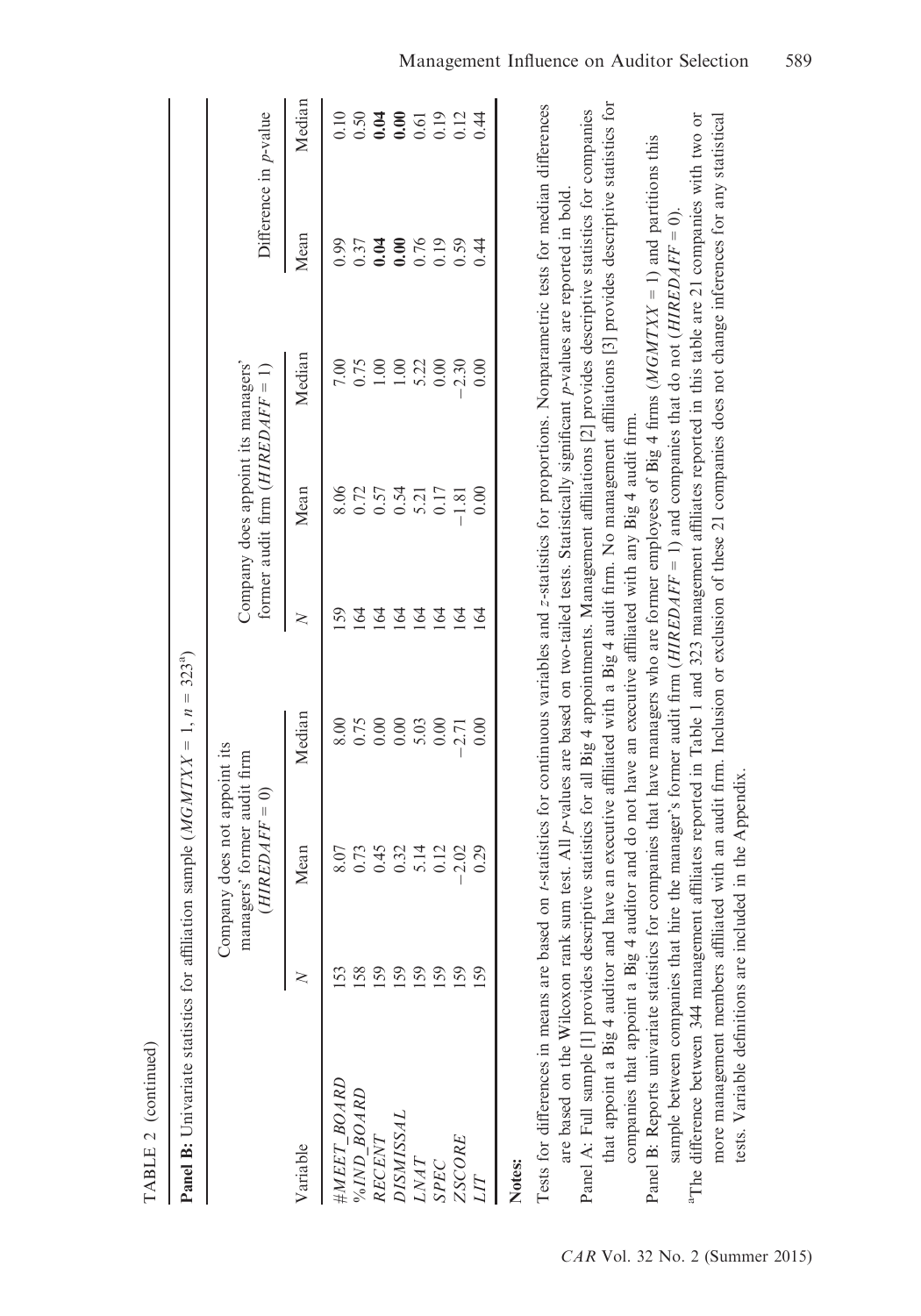TABLE 2 (continued)

**Panel B:** Univariate statistics for affiliation sample ($MGMTXX = 1$, $n = 323$[a])

| Variable | Company does not appoint its managers' former audit firm ($HIREDAFF = 0$) | | | Company does appoint its managers' former audit firm ($HIREDAFF = 1$) | | | Difference in *p*-value | |
|---|---|---|---|---|---|---|---|---|
| | *N* | Mean | Median | *N* | Mean | Median | Mean | Median |
| *#MEET_BOARD* | 153 | 8.07 | 8.00 | 159 | 8.06 | 7.00 | 0.99 | 0.10 |
| *%IND_BOARD* | 158 | 0.73 | 0.75 | 164 | 0.72 | 0.75 | 0.37 | 0.50 |
| *RECENT* | 159 | 0.45 | 0.00 | 164 | 0.57 | 1.00 | **0.04** | **0.04** |
| *DISMISSAL* | 159 | 0.32 | 0.00 | 164 | 0.54 | 1.00 | **0.00** | **0.00** |
| *LNAT* | 159 | 5.14 | 5.03 | 164 | 5.21 | 5.22 | 0.76 | 0.61 |
| *SPEC* | 159 | 0.12 | 0.00 | 164 | 0.17 | 0.00 | 0.19 | 0.19 |
| *ZSCORE* | 159 | −2.02 | −2.71 | 164 | −1.81 | −2.30 | 0.59 | 0.12 |
| *LIT* | 159 | 0.29 | 0.00 | 164 | 0.00 | 0.00 | 0.44 | 0.44 |

**Notes:**

Tests for differences in means are based on *t*-statistics for continuous variables and *z*-statistics for proportions. Nonparametric tests for median differences are based on the Wilcoxon rank sum test. All *p*-values are based on two-tailed tests. Statistically significant *p*-values are reported in bold.

Panel A: Full sample [1] provides descriptive statistics for all Big 4 appointments. Management affiliations [2] provides descriptive statistics for companies that appoint a Big 4 auditor and have an executive affiliated with a Big 4 audit firm. No management affiliations [3] provides descriptive statistics for companies that appoint a Big 4 auditor and do not have an executive affiliated with any Big 4 audit firm.

Panel B: Reports univariate statistics for companies that have managers who are former employees of Big 4 firms ($MGMTXX = 1$) and partitions this sample between companies that hire the manager's former audit firm ($HIREDAFF = 1$) and companies that do not ($HIREDAFF = 0$).

[a]The difference between 344 management affiliates reported in Table 1 and 323 management affiliates reported in this table are 21 companies with two or more management members affiliated with an audit firm. Inclusion or exclusion of these 21 companies does not change inferences for any statistical tests. Variable definitions are included in the Appendix.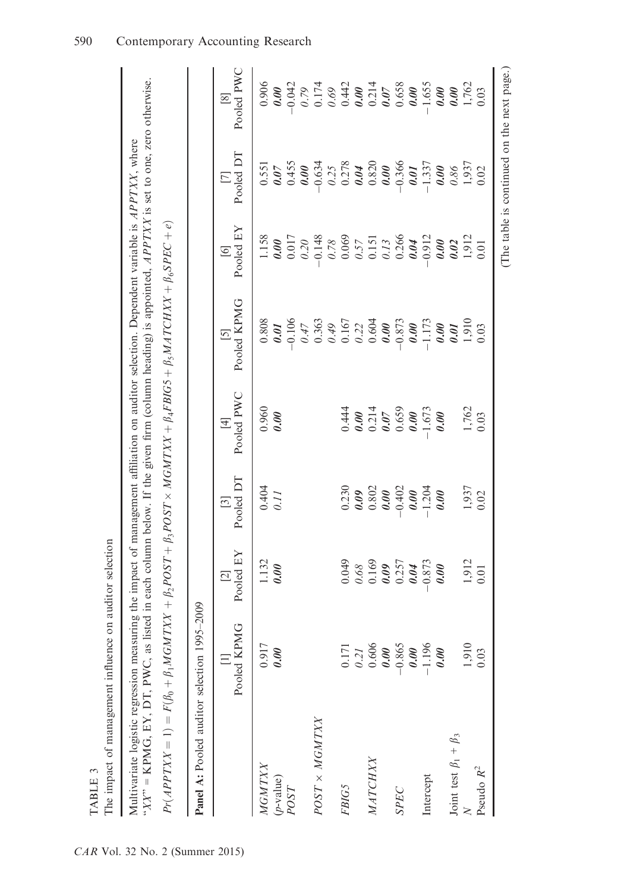TABLE 3

The impact of management influence on auditor selection

Multivariate logistic regression measuring the impact of management affiliation on auditor selection. Dependent variable is *APPTXX*, where "*XX*" = KPMG, EY, DT, PWC, as listed in each column below. If the given firm (column heading) is appointed, *APPTXX* is set to one, zero otherwise.

$$Pr(APPTXX = 1) = F(\beta_0 + \beta_1 MGMTXX + \beta_2 POST + \beta_3 POST \times MGMTXX + \beta_4 FBIG5 + \beta_5 MATCHXX + \beta_6 SPEC + e)$$

**Panel A:** Pooled auditor selection 1995–2009

| | [1] Pooled KPMG | [2] Pooled EY | [3] Pooled DT | [4] Pooled PWC | [5] Pooled KPMG | [6] Pooled EY | [7] Pooled DT | [8] Pooled PWC |
|---|---|---|---|---|---|---|---|---|
| *MGMTXX* | 0.917 | 1.132 | 0.404 | 0.960 | 0.808 | 1.158 | 0.551 | 0.906 |
| (*p*-value) | ***0.00*** | ***0.00*** | *0.11* | ***0.00*** | ***0.01*** | ***0.00*** | ***0.07*** | ***0.00*** |
| *POST* | | | | | −0.106 | 0.017 | 0.455 | −0.042 |
| | | | | | *0.47* | *0.20* | ***0.00*** | *0.79* |
| *POST* × *MGMTXX* | | | | | 0.363 | −0.148 | −0.634 | 0.174 |
| | | | | | *0.49* | *0.78* | *0.25* | *0.69* |
| *FBIG5* | 0.171 | 0.049 | 0.230 | 0.444 | 0.167 | 0.069 | 0.278 | 0.442 |
| | *0.21* | *0.68* | ***0.09*** | ***0.00*** | *0.22* | *0.57* | ***0.04*** | ***0.00*** |
| *MATCHXX* | 0.606 | 0.169 | 0.802 | 0.214 | 0.604 | 0.151 | 0.820 | 0.214 |
| | ***0.00*** | ***0.09*** | ***0.00*** | ***0.07*** | ***0.00*** | *0.13* | ***0.00*** | ***0.07*** |
| *SPEC* | −0.865 | 0.257 | −0.402 | 0.659 | −0.873 | 0.266 | −0.366 | 0.658 |
| | ***0.00*** | ***0.04*** | ***0.00*** | ***0.00*** | ***0.00*** | ***0.04*** | ***0.01*** | ***0.00*** |
| Intercept | −1.196 | −0.873 | −1.204 | −1.673 | −1.173 | −0.912 | −1.337 | −1.655 |
| | ***0.00*** | ***0.00*** | ***0.00*** | ***0.00*** | ***0.00*** | ***0.00*** | ***0.00*** | ***0.00*** |
| Joint test $\beta_1 + \beta_3$ | | | | | ***0.01*** | ***0.02*** | *0.86* | ***0.00*** |
| *N* | 1,910 | 1,912 | 1,937 | 1,762 | 1,910 | 1,912 | 1,937 | 1,762 |
| Pseudo $R^2$ | 0.03 | 0.01 | 0.02 | 0.03 | 0.03 | 0.01 | 0.02 | 0.03 |

(The table is continued on the next page.)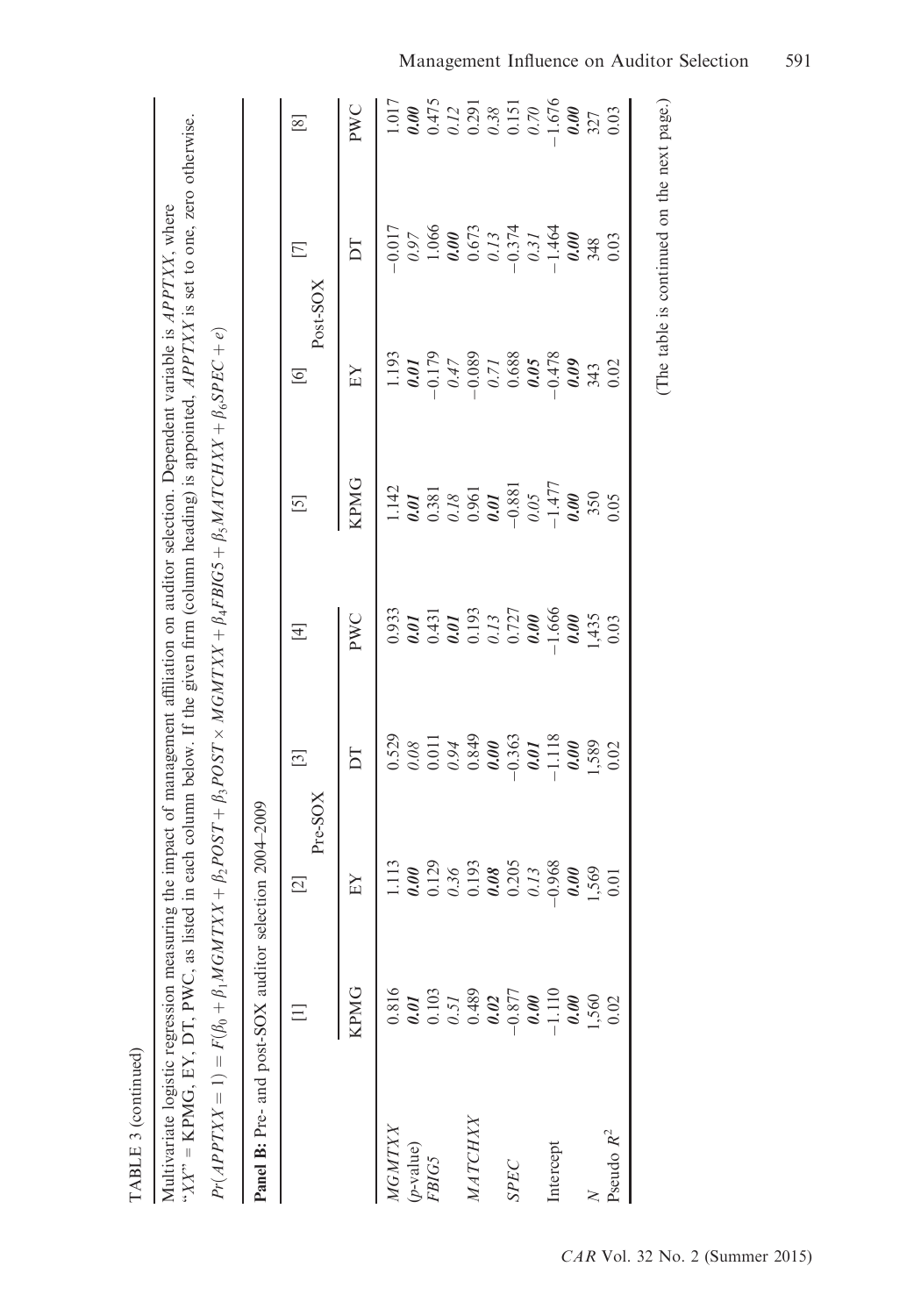TABLE 3 (continued)

Multivariate logistic regression measuring the impact of management affiliation on auditor selection. Dependent variable is *APPTXX*, where "*XX*" = KPMG, EY, DT, PWC, as listed in each column below. If the given firm (column heading) is appointed, *APPTXX* is set to one, zero otherwise.

$$Pr(APPTXX = 1) = F(\beta_0 + \beta_1 MGMTXX + \beta_2 POST + \beta_3 POST \times MGMTXX + \beta_4 FBIG5 + \beta_5 MATCHXX + \beta_6 SPEC + e)$$

**Panel B:** Pre- and post-SOX auditor selection 2004–2009

| | [1] | [2] | [3] | [4] | [5] | [6] | [7] | [8] |
|---|---|---|---|---|---|---|---|---|
| | Pre-SOX | | | | Post-SOX | | | |
| | KPMG | EY | DT | PWC | KPMG | EY | DT | PWC |
| *MGMTXX* | 0.816 | 1.113 | 0.529 | 0.933 | 1.142 | 1.193 | −0.017 | 1.017 |
| (*p*-value) | ***0.01*** | ***0.00*** | *0.08* | ***0.01*** | ***0.01*** | ***0.01*** | *0.97* | ***0.00*** |
| *FBIG5* | 0.103 | 0.129 | 0.011 | 0.431 | 0.381 | −0.179 | 1.066 | 0.475 |
| | *0.51* | *0.36* | *0.94* | ***0.01*** | *0.18* | *0.47* | ***0.00*** | *0.12* |
| *MATCHXX* | 0.489 | 0.193 | 0.849 | 0.193 | 0.961 | −0.089 | 0.673 | 0.291 |
| | ***0.02*** | ***0.08*** | ***0.00*** | *0.13* | ***0.01*** | *0.71* | *0.13* | *0.38* |
| *SPEC* | −0.877 | 0.205 | −0.363 | 0.727 | −0.881 | 0.688 | −0.374 | 0.151 |
| | ***0.00*** | *0.13* | ***0.01*** | ***0.00*** | *0.05* | ***0.05*** | *0.31* | *0.70* |
| Intercept | −1.110 | −0.968 | −1.118 | −1.666 | −1.477 | −0.478 | −1.464 | −1.676 |
| | ***0.00*** | ***0.00*** | ***0.00*** | ***0.00*** | ***0.00*** | ***0.09*** | ***0.00*** | ***0.00*** |
| *N* | 1,560 | 1,569 | 1,589 | 1,435 | 350 | 343 | 348 | 327 |
| Pseudo $R^2$ | 0.02 | 0.01 | 0.02 | 0.03 | 0.05 | 0.02 | 0.03 | 0.03 |

(The table is continued on the next page.)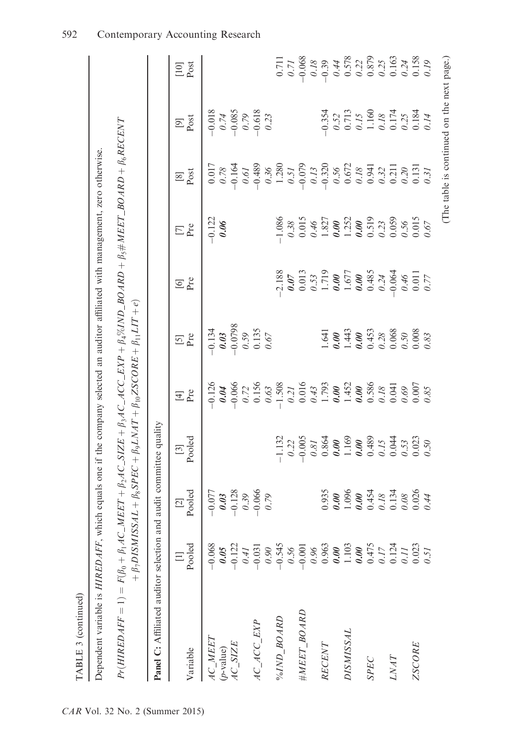TABLE 3 (continued)

Dependent variable is *HIREDAFF*, which equals one if the company selected an auditor affiliated with management, zero otherwise.

$$Pr(HIREDAFF = 1) = F(\beta_0 + \beta_1 AC\_MEET + \beta_2 AC\_SIZE + \beta_3 AC\_ACC\_EXP + \beta_4 \%IND\_BOARD + \beta_5 \#MEET\_BOARD + \beta_6 RECENT + \beta_7 DISMISSAL + \beta_8 SPEC + \beta_9 LNAT + \beta_{10} ZSCORE + \beta_{11} LIT + e)$$

**Panel C:** Affiliated auditor selection and audit committee quality

| Variable | [1] Pooled | [2] Pooled | [3] Pooled | [4] Pre | [5] Pre | [6] Pre | [7] Pre | [8] Post | [9] Post | [10] Post |
|---|---|---|---|---|---|---|---|---|---|---|
| *AC_MEET* | −0.068 | −0.077 | | −0.126 | −0.134 | | −0.122 | 0.017 | −0.018 | |
| (*p*-value) | ***0.05*** | ***0.03*** | | ***0.04*** | ***0.03*** | | ***0.06*** | *0.78* | *0.74* | |
| *AC_SIZE* | −0.122 | −0.128 | | −0.066 | −0.0798 | | | −0.164 | −0.085 | |
| | *0.41* | *0.39* | | *0.72* | *0.59* | | | *0.61* | *0.79* | |
| *AC_ACC_EXP* | −0.031 | −0.066 | | 0.156 | 0.135 | | | −0.489 | −0.618 | |
| | *0.90* | *0.79* | | *0.63* | *0.67* | | | *0.36* | *0.23* | |
| *%IND_BOARD* | −0.545 | | −1.132 | −1.508 | | −2.188 | −1.086 | 1.280 | | 0.711 |
| | *0.56* | | *0.22* | *0.21* | | ***0.07*** | *0.38* | *0.51* | | *0.71* |
| *#MEET_BOARD* | −0.001 | | −0.005 | 0.016 | | 0.013 | 0.015 | −0.079 | | −0.068 |
| | *0.96* | | *0.81* | *0.43* | | *0.53* | *0.46* | *0.13* | | *0.18* |
| *RECENT* | 0.963 | 0.935 | 0.864 | 1.793 | 1.641 | 1.719 | 1.827 | −0.320 | −0.354 | −0.39 |
| | ***0.00*** | ***0.00*** | ***0.00*** | ***0.00*** | ***0.00*** | ***0.00*** | ***0.00*** | *0.56* | *0.52* | *0.44* |
| *DISMISSAL* | 1.103 | 1.096 | 1.169 | 1.452 | 1.443 | 1.677 | 1.252 | 0.672 | 0.713 | 0.578 |
| | ***0.00*** | ***0.00*** | ***0.00*** | ***0.00*** | ***0.00*** | ***0.00*** | ***0.00*** | *0.18* | *0.15* | *0.22* |
| *SPEC* | 0.475 | 0.454 | 0.489 | 0.586 | 0.453 | 0.485 | 0.519 | 0.941 | 1.160 | 0.879 |
| | *0.17* | *0.18* | *0.15* | *0.18* | *0.28* | *0.24* | *0.23* | *0.32* | *0.18* | *0.25* |
| *LNAT* | 0.124 | 0.134 | 0.044 | 0.041 | 0.068 | −0.064 | 0.059 | 0.211 | 0.174 | 0.163 |
| | *0.11* | *0.08* | *0.53* | *0.69* | *0.50* | *0.46* | *0.56* | *0.20* | *0.25* | *0.24* |
| *ZSCORE* | 0.023 | 0.026 | 0.023 | 0.007 | 0.008 | 0.011 | 0.015 | 0.131 | 0.184 | 0.158 |
| | *0.51* | *0.44* | *0.50* | *0.85* | *0.83* | *0.77* | *0.67* | *0.31* | *0.14* | *0.19* |

(The table is continued on the next page.)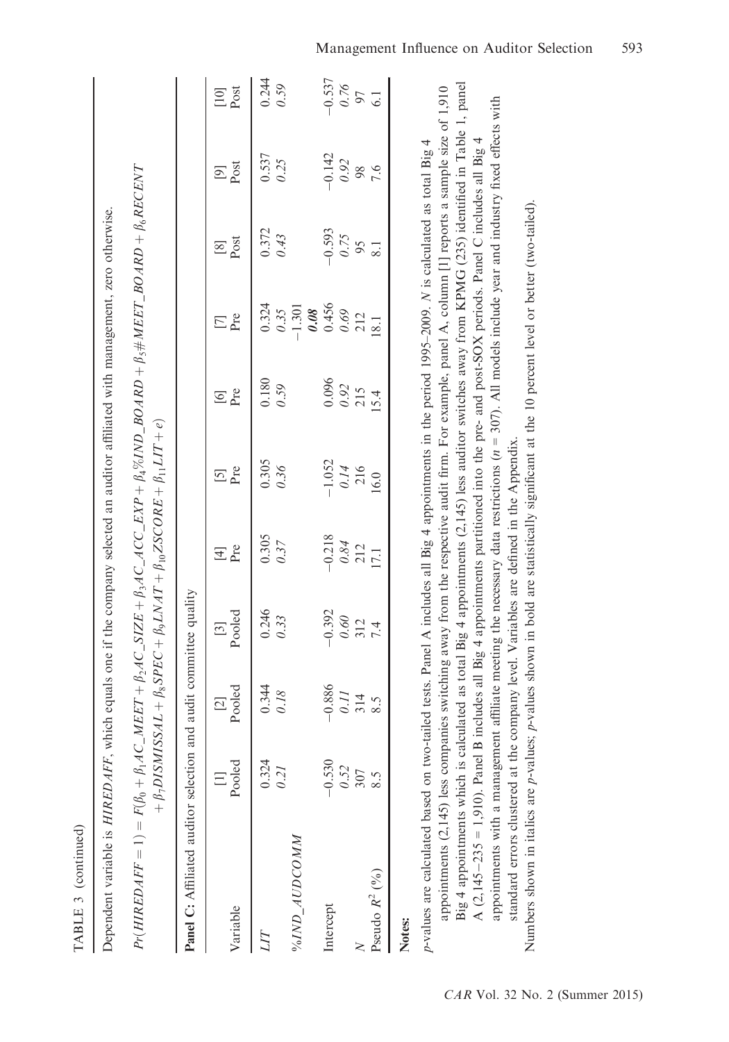TABLE 3 (continued)

Dependent variable is *HIREDAFF*, which equals one if the company selected an auditor affiliated with management, zero otherwise.

$$Pr(HIREDAFF = 1) = F(\beta_0 + \beta_1 AC\_MEET + \beta_2 AC\_SIZE + \beta_3 AC\_ACC\_EXP + \beta_4 \%IND\_BOARD + \beta_5 \#MEET\_BOARD + \beta_6 RECENT + \beta_7 DISMISSAL + \beta_8 SPEC + \beta_9 LNAT + \beta_{10} ZSCORE + \beta_{11} LIT + e)$$

**Panel C:** Affiliated auditor selection and audit committee quality

| Variable | [1] Pooled | [2] Pooled | [3] Pooled | [4] Pre | [5] Pre | [6] Pre | [7] Pre | [8] Post | [9] Post | [10] Post |
|---|---|---|---|---|---|---|---|---|---|---|
| *LIT* | 0.324 | 0.344 | 0.246 | 0.305 | 0.305 | 0.180 | 0.324 | 0.372 | 0.537 | 0.244 |
| | *0.21* | *0.18* | *0.33* | *0.37* | *0.36* | *0.59* | *0.35* | *0.43* | *0.25* | *0.59* |
| *%IND_AUDCOMM* | | | | | | | −1.301 | | | |
| | | | | | | | ***0.08*** | | | |
| Intercept | −0.530 | −0.886 | −0.392 | −0.218 | −1.052 | 0.096 | 0.456 | −0.593 | −0.142 | −0.537 |
| | *0.52* | *0.11* | *0.60* | *0.84* | *0.14* | *0.92* | *0.69* | *0.75* | *0.92* | *0.76* |
| *N* | 307 | 314 | 312 | 212 | 216 | 215 | 212 | 95 | 98 | 97 |
| Pseudo $R^2$ (%) | 8.5 | 8.5 | 7.4 | 17.1 | 16.0 | 15.4 | 18.1 | 8.1 | 7.6 | 6.1 |

**Notes:**

*p*-values are calculated based on two-tailed tests. Panel A includes all Big 4 appointments in the period 1995–2009. *N* is calculated as total Big 4 appointments (2,145) less companies switching away from the respective audit firm. For example, panel A, column [1] reports a sample size of 1,910 Big 4 appointments which is calculated as total Big 4 appointments (2,145) less auditor switches away from KPMG (235) identified in Table 1, panel A (2,145 − 235 = 1,910). Panel B includes all Big 4 appointments partitioned into the pre- and post-SOX periods. Panel C includes all Big 4 appointments with a management affiliate meeting the necessary data restrictions ($n$ = 307). All models include year and industry fixed effects with standard errors clustered at the company level. Variables are defined in the Appendix.

Numbers shown in italics are *p*-values; *p*-values shown in bold are statistically significant at the 10 percent level or better (two-tailed).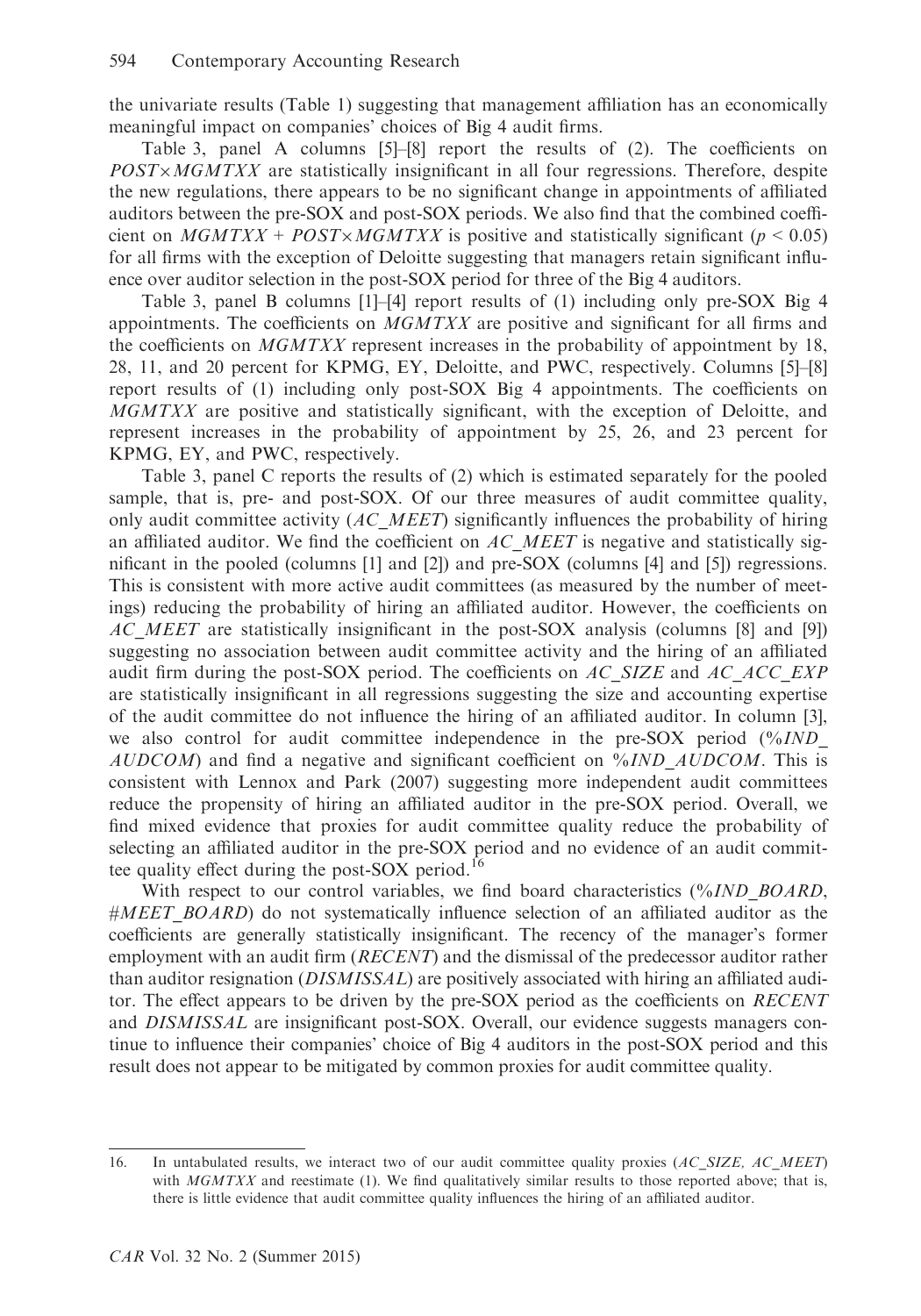the univariate results (Table 1) suggesting that management affiliation has an economically meaningful impact on companies' choices of Big 4 audit firms.

Table 3, panel A columns [5]–[8] report the results of (2). The coefficients on *POST×MGMTXX* are statistically insignificant in all four regressions. Therefore, despite the new regulations, there appears to be no significant change in appointments of affiliated auditors between the pre-SOX and post-SOX periods. We also find that the combined coefficient on *MGMTXX* + *POST×MGMTXX* is positive and statistically significant ($p < 0.05$) for all firms with the exception of Deloitte suggesting that managers retain significant influence over auditor selection in the post-SOX period for three of the Big 4 auditors.

Table 3, panel B columns [1]–[4] report results of (1) including only pre-SOX Big 4 appointments. The coefficients on *MGMTXX* are positive and significant for all firms and the coefficients on *MGMTXX* represent increases in the probability of appointment by 18, 28, 11, and 20 percent for KPMG, EY, Deloitte, and PWC, respectively. Columns [5]–[8] report results of (1) including only post-SOX Big 4 appointments. The coefficients on *MGMTXX* are positive and statistically significant, with the exception of Deloitte, and represent increases in the probability of appointment by 25, 26, and 23 percent for KPMG, EY, and PWC, respectively.

Table 3, panel C reports the results of (2) which is estimated separately for the pooled sample, that is, pre- and post-SOX. Of our three measures of audit committee quality, only audit committee activity (*AC_MEET*) significantly influences the probability of hiring an affiliated auditor. We find the coefficient on *AC_MEET* is negative and statistically significant in the pooled (columns [1] and [2]) and pre-SOX (columns [4] and [5]) regressions. This is consistent with more active audit committees (as measured by the number of meetings) reducing the probability of hiring an affiliated auditor. However, the coefficients on *AC_MEET* are statistically insignificant in the post-SOX analysis (columns [8] and [9]) suggesting no association between audit committee activity and the hiring of an affiliated audit firm during the post-SOX period. The coefficients on *AC_SIZE* and *AC_ACC_EXP* are statistically insignificant in all regressions suggesting the size and accounting expertise of the audit committee do not influence the hiring of an affiliated auditor. In column [3], we also control for audit committee independence in the pre-SOX period (*%IND_AUDCOM*) and find a negative and significant coefficient on *%IND_AUDCOM*. This is consistent with Lennox and Park (2007) suggesting more independent audit committees reduce the propensity of hiring an affiliated auditor in the pre-SOX period. Overall, we find mixed evidence that proxies for audit committee quality reduce the probability of selecting an affiliated auditor in the pre-SOX period and no evidence of an audit committee quality effect during the post-SOX period.[16]

With respect to our control variables, we find board characteristics (*%IND_BOARD*, *#MEET_BOARD*) do not systematically influence selection of an affiliated auditor as the coefficients are generally statistically insignificant. The recency of the manager's former employment with an audit firm (*RECENT*) and the dismissal of the predecessor auditor rather than auditor resignation (*DISMISSAL*) are positively associated with hiring an affiliated auditor. The effect appears to be driven by the pre-SOX period as the coefficients on *RECENT* and *DISMISSAL* are insignificant post-SOX. Overall, our evidence suggests managers continue to influence their companies' choice of Big 4 auditors in the post-SOX period and this result does not appear to be mitigated by common proxies for audit committee quality.

---

16. In untabulated results, we interact two of our audit committee quality proxies (*AC_SIZE*, *AC_MEET*) with *MGMTXX* and reestimate (1). We find qualitatively similar results to those reported above; that is, there is little evidence that audit committee quality influences the hiring of an affiliated auditor.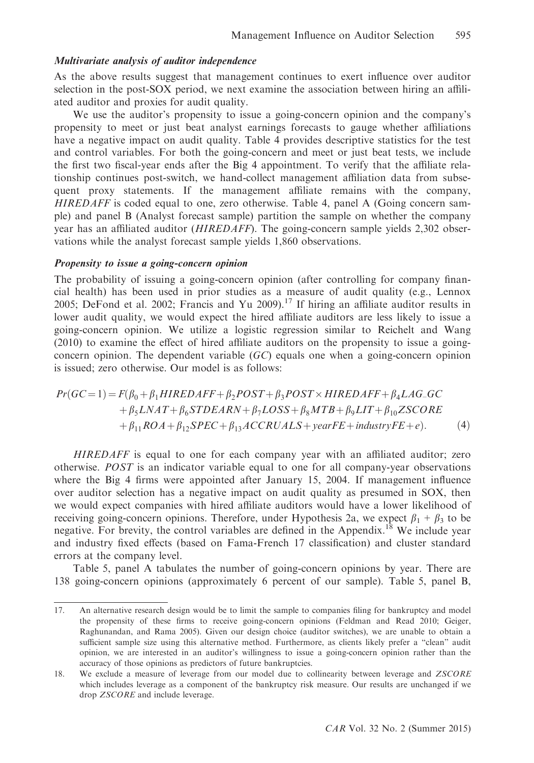### *Multivariate analysis of auditor independence*

As the above results suggest that management continues to exert influence over auditor selection in the post-SOX period, we next examine the association between hiring an affiliated auditor and proxies for audit quality.

We use the auditor's propensity to issue a going-concern opinion and the company's propensity to meet or just beat analyst earnings forecasts to gauge whether affiliations have a negative impact on audit quality. Table 4 provides descriptive statistics for the test and control variables. For both the going-concern and meet or just beat tests, we include the first two fiscal-year ends after the Big 4 appointment. To verify that the affiliate relationship continues post-switch, we hand-collect management affiliation data from subsequent proxy statements. If the management affiliate remains with the company, *HIREDAFF* is coded equal to one, zero otherwise. Table 4, panel A (Going concern sample) and panel B (Analyst forecast sample) partition the sample on whether the company year has an affiliated auditor (*HIREDAFF*). The going-concern sample yields 2,302 observations while the analyst forecast sample yields 1,860 observations.

### *Propensity to issue a going-concern opinion*

The probability of issuing a going-concern opinion (after controlling for company financial health) has been used in prior studies as a measure of audit quality (e.g., Lennox 2005; DeFond et al. 2002; Francis and Yu 2009).[17] If hiring an affiliate auditor results in lower audit quality, we would expect the hired affiliate auditors are less likely to issue a going-concern opinion. We utilize a logistic regression similar to Reichelt and Wang (2010) to examine the effect of hired affiliate auditors on the propensity to issue a going-concern opinion. The dependent variable (*GC*) equals one when a going-concern opinion is issued; zero otherwise. Our model is as follows:

$$\begin{aligned} Pr(GC=1) = F(&\beta_0 + \beta_1 HIREDAFF + \beta_2 POST + \beta_3 POST \times HIREDAFF + \beta_4 LAG\_GC \\ &+ \beta_5 LNAT + \beta_6 STDEARN + \beta_7 LOSS + \beta_8 MTB + \beta_9 LIT + \beta_{10} ZSCORE \\ &+ \beta_{11} ROA + \beta_{12} SPEC + \beta_{13} ACCRUALS + yearFE + industryFE + e). \end{aligned} \tag{4}$$

*HIREDAFF* is equal to one for each company year with an affiliated auditor; zero otherwise. *POST* is an indicator variable equal to one for all company-year observations where the Big 4 firms were appointed after January 15, 2004. If management influence over auditor selection has a negative impact on audit quality as presumed in SOX, then we would expect companies with hired affiliate auditors would have a lower likelihood of receiving going-concern opinions. Therefore, under Hypothesis 2a, we expect $\beta_1 + \beta_3$ to be negative. For brevity, the control variables are defined in the Appendix.[18] We include year and industry fixed effects (based on Fama-French 17 classification) and cluster standard errors at the company level.

Table 5, panel A tabulates the number of going-concern opinions by year. There are 138 going-concern opinions (approximately 6 percent of our sample). Table 5, panel B,

17. An alternative research design would be to limit the sample to companies filing for bankruptcy and model the propensity of these firms to receive going-concern opinions (Feldman and Read 2010; Geiger, Raghunandan, and Rama 2005). Given our design choice (auditor switches), we are unable to obtain a sufficient sample size using this alternative method. Furthermore, as clients likely prefer a "clean" audit opinion, we are interested in an auditor's willingness to issue a going-concern opinion rather than the accuracy of those opinions as predictors of future bankruptcies.

18. We exclude a measure of leverage from our model due to collinearity between leverage and *ZSCORE* which includes leverage as a component of the bankruptcy risk measure. Our results are unchanged if we drop *ZSCORE* and include leverage.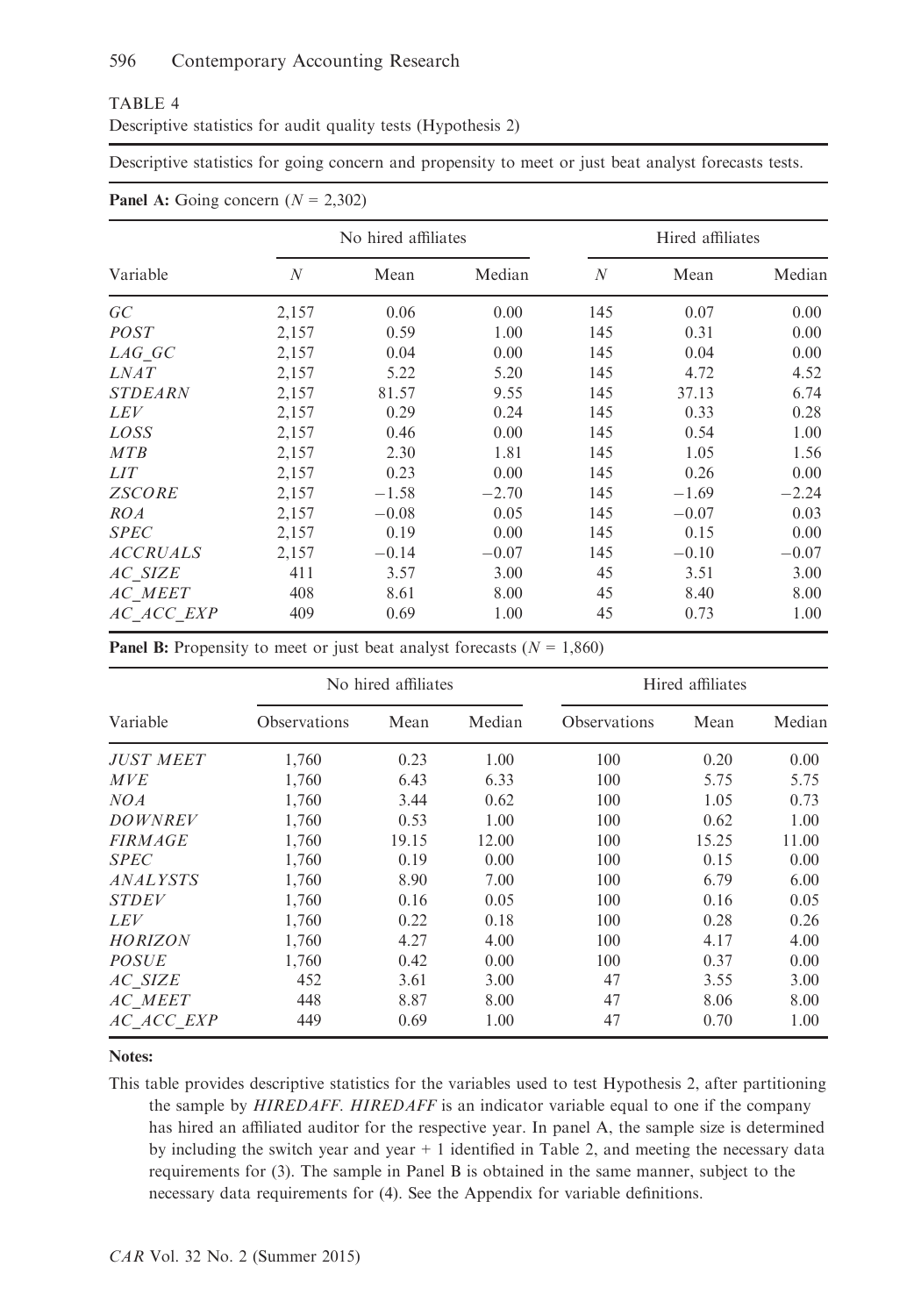TABLE 4

Descriptive statistics for audit quality tests (Hypothesis 2)

Descriptive statistics for going concern and propensity to meet or just beat analyst forecasts tests.

**Panel A:** Going concern ($N$ = 2,302)

| Variable | No hired affiliates | | | Hired affiliates | | |
|---|---|---|---|---|---|---|
| | $N$ | Mean | Median | $N$ | Mean | Median |
| *GC* | 2,157 | 0.06 | 0.00 | 145 | 0.07 | 0.00 |
| *POST* | 2,157 | 0.59 | 1.00 | 145 | 0.31 | 0.00 |
| *LAG_GC* | 2,157 | 0.04 | 0.00 | 145 | 0.04 | 0.00 |
| *LNAT* | 2,157 | 5.22 | 5.20 | 145 | 4.72 | 4.52 |
| *STDEARN* | 2,157 | 81.57 | 9.55 | 145 | 37.13 | 6.74 |
| *LEV* | 2,157 | 0.29 | 0.24 | 145 | 0.33 | 0.28 |
| *LOSS* | 2,157 | 0.46 | 0.00 | 145 | 0.54 | 1.00 |
| *MTB* | 2,157 | 2.30 | 1.81 | 145 | 1.05 | 1.56 |
| *LIT* | 2,157 | 0.23 | 0.00 | 145 | 0.26 | 0.00 |
| *ZSCORE* | 2,157 | −1.58 | −2.70 | 145 | −1.69 | −2.24 |
| *ROA* | 2,157 | −0.08 | 0.05 | 145 | −0.07 | 0.03 |
| *SPEC* | 2,157 | 0.19 | 0.00 | 145 | 0.15 | 0.00 |
| *ACCRUALS* | 2,157 | −0.14 | −0.07 | 145 | −0.10 | −0.07 |
| *AC_SIZE* | 411 | 3.57 | 3.00 | 45 | 3.51 | 3.00 |
| *AC_MEET* | 408 | 8.61 | 8.00 | 45 | 8.40 | 8.00 |
| *AC_ACC_EXP* | 409 | 0.69 | 1.00 | 45 | 0.73 | 1.00 |

**Panel B:** Propensity to meet or just beat analyst forecasts ($N$ = 1,860)

| Variable | No hired affiliates | | | Hired affiliates | | |
|---|---|---|---|---|---|---|
| | Observations | Mean | Median | Observations | Mean | Median |
| *JUST MEET* | 1,760 | 0.23 | 1.00 | 100 | 0.20 | 0.00 |
| *MVE* | 1,760 | 6.43 | 6.33 | 100 | 5.75 | 5.75 |
| *NOA* | 1,760 | 3.44 | 0.62 | 100 | 1.05 | 0.73 |
| *DOWNREV* | 1,760 | 0.53 | 1.00 | 100 | 0.62 | 1.00 |
| *FIRMAGE* | 1,760 | 19.15 | 12.00 | 100 | 15.25 | 11.00 |
| *SPEC* | 1,760 | 0.19 | 0.00 | 100 | 0.15 | 0.00 |
| *ANALYSTS* | 1,760 | 8.90 | 7.00 | 100 | 6.79 | 6.00 |
| *STDEV* | 1,760 | 0.16 | 0.05 | 100 | 0.16 | 0.05 |
| *LEV* | 1,760 | 0.22 | 0.18 | 100 | 0.28 | 0.26 |
| *HORIZON* | 1,760 | 4.27 | 4.00 | 100 | 4.17 | 4.00 |
| *POSUE* | 1,760 | 0.42 | 0.00 | 100 | 0.37 | 0.00 |
| *AC_SIZE* | 452 | 3.61 | 3.00 | 47 | 3.55 | 3.00 |
| *AC_MEET* | 448 | 8.87 | 8.00 | 47 | 8.06 | 8.00 |
| *AC_ACC_EXP* | 449 | 0.69 | 1.00 | 47 | 0.70 | 1.00 |

**Notes:**

This table provides descriptive statistics for the variables used to test Hypothesis 2, after partitioning the sample by *HIREDAFF*. *HIREDAFF* is an indicator variable equal to one if the company has hired an affiliated auditor for the respective year. In panel A, the sample size is determined by including the switch year and year + 1 identified in Table 2, and meeting the necessary data requirements for (3). The sample in Panel B is obtained in the same manner, subject to the necessary data requirements for (4). See the Appendix for variable definitions.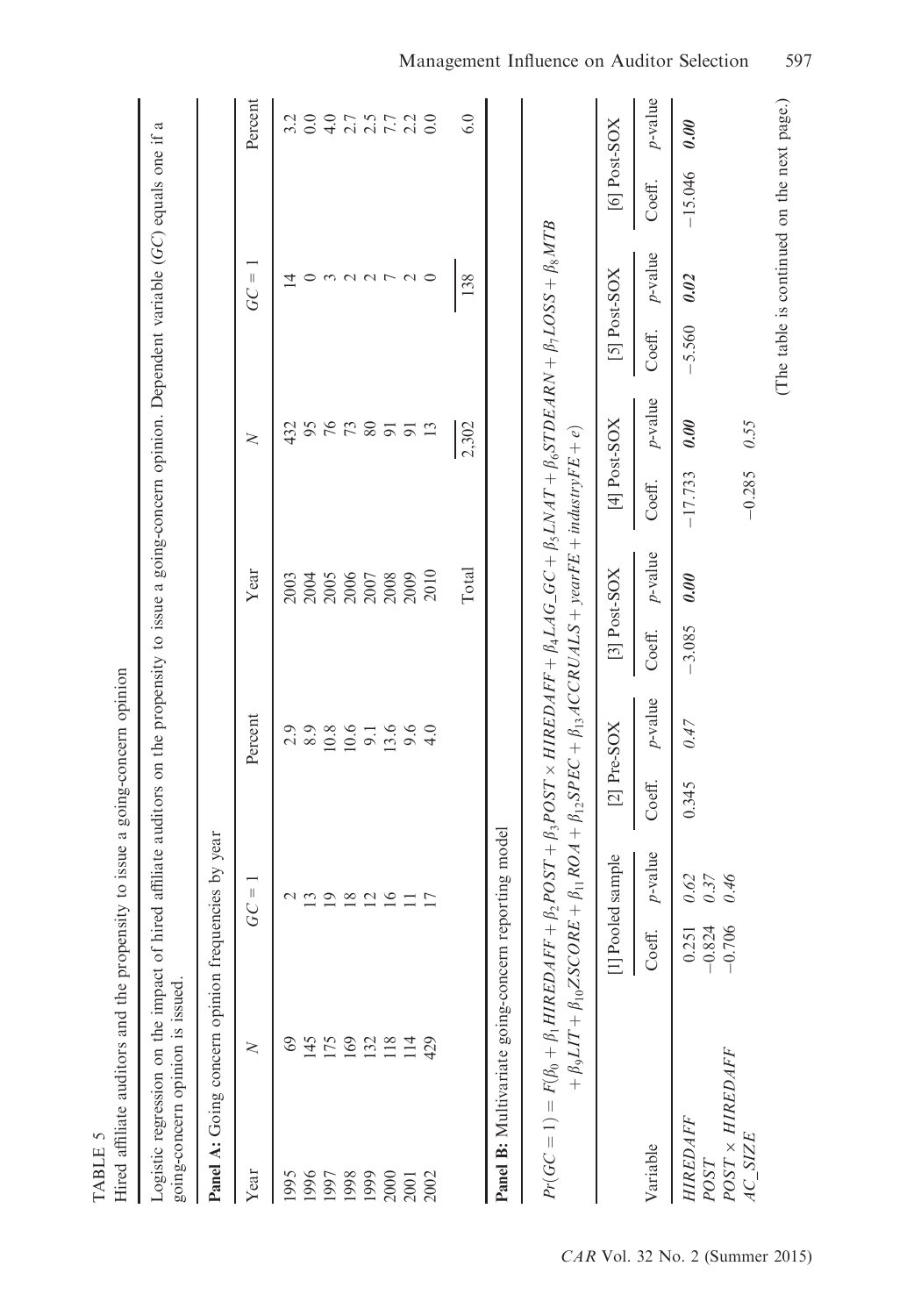TABLE 5

Hired affiliate auditors and the propensity to issue a going-concern opinion

Logistic regression on the impact of hired affiliate auditors on the propensity to issue a going-concern opinion. Dependent variable (*GC*) equals one if a going-concern opinion is issued.

**Panel A:** Going concern opinion frequencies by year

| Year | $N$ | $GC = 1$ | Percent | Year | $N$ | $GC = 1$ | Percent |
|---|---|---|---|---|---|---|---|
| 1995 | 69 | 2 | 2.9 | 2003 | 432 | 14 | 3.2 |
| 1996 | 145 | 13 | 8.9 | 2004 | 95 | 0 | 0.0 |
| 1997 | 175 | 19 | 10.8 | 2005 | 76 | 3 | 4.0 |
| 1998 | 169 | 18 | 10.6 | 2006 | 73 | 2 | 2.7 |
| 1999 | 132 | 12 | 9.1 | 2007 | 80 | 2 | 2.5 |
| 2000 | 118 | 16 | 13.6 | 2008 | 91 | 7 | 7.7 |
| 2001 | 114 | 11 | 9.6 | 2009 | 91 | 2 | 2.2 |
| 2002 | 429 | 17 | 4.0 | 2010 | 13 | 0 | 0.0 |
| | | | | Total | 2,302 | 138 | 6.0 |

**Panel B:** Multivariate going-concern reporting model

$$Pr(GC = 1) = F(\beta_0 + \beta_1 HIREDAFF + \beta_2 POST + \beta_3 POST \times HIREDAFF + \beta_4 LAG\_GC + \beta_5 LNAT + \beta_6 STDEARN + \beta_7 LOSS + \beta_8 MTB + \beta_9 LIT + \beta_{10} ZSCORE + \beta_{11} ROA + \beta_{12} SPEC + \beta_{13} ACCRUALS + yearFE + industryFE + e)$$

| | [1] Pooled sample | | [2] Pre-SOX | | [3] Post-SOX | | [4] Post-SOX | | [5] Post-SOX | | [6] Post-SOX | |
|---|---|---|---|---|---|---|---|---|---|---|---|---|
| Variable | Coeff. | *p*-value | Coeff. | *p*-value | Coeff. | *p*-value | Coeff. | *p*-value | Coeff. | *p*-value | Coeff. | *p*-value |
| *HIREDAFF* | 0.251 | *0.62* | 0.345 | *0.47* | −3.085 | ***0.00*** | −17.733 | ***0.00*** | −5.560 | ***0.02*** | −15.046 | ***0.00*** |
| *POST* | −0.824 | *0.37* | | | | | | | | | | |
| *POST × HIREDAFF* | −0.706 | *0.46* | | | | | | | | | | |
| *AC_SIZE* | | | | | | | −0.285 | *0.55* | | | | |

(The table is continued on the next page.)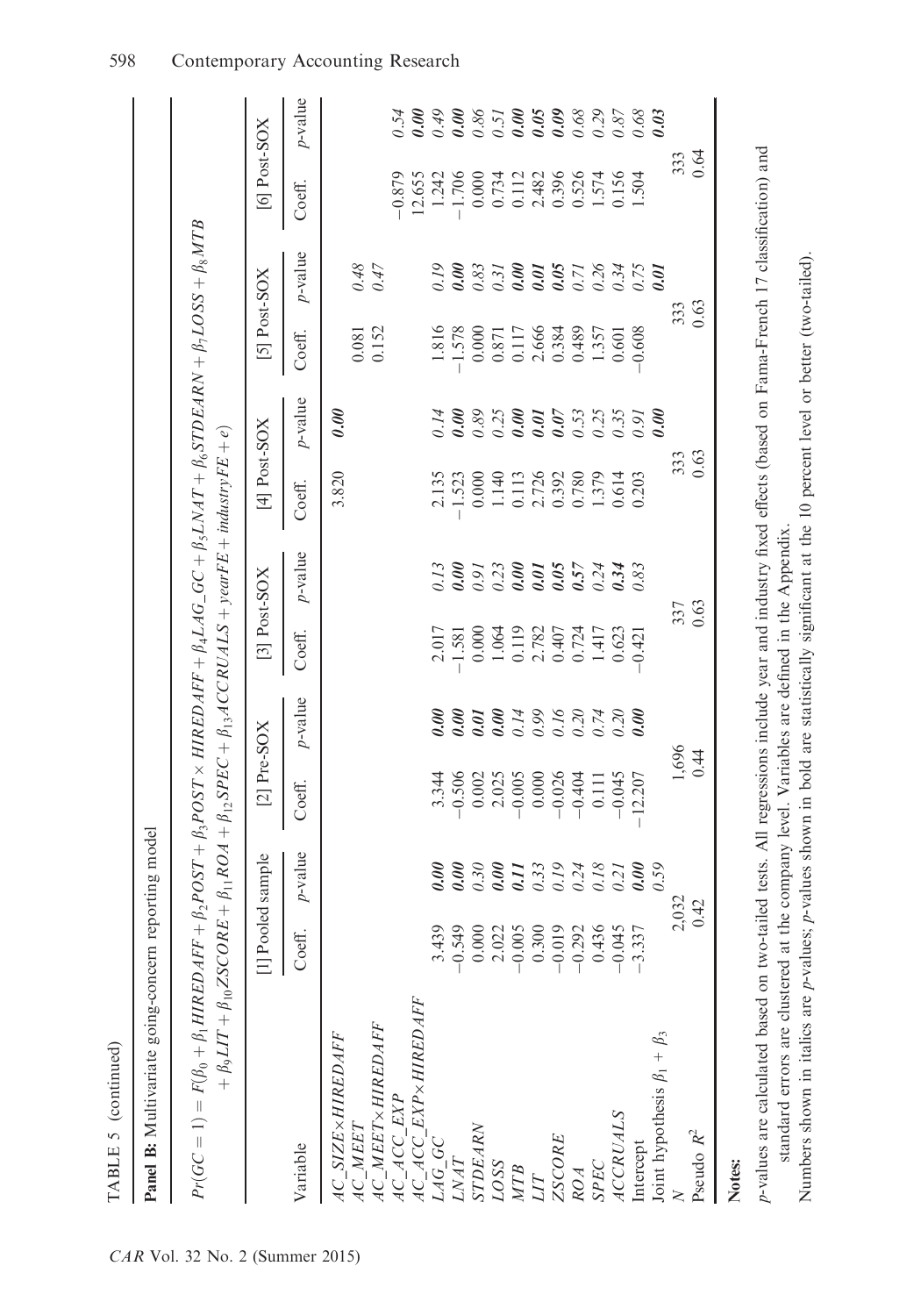TABLE 5 (continued)

**Panel B:** Multivariate going-concern reporting model

$$Pr(GC = 1) = F(\beta_0 + \beta_1 HIREDAFF + \beta_2 POST + \beta_3 POST \times HIREDAFF + \beta_4 LAG\_GC + \beta_5 LNAT + \beta_6 STDEARN + \beta_7 LOSS + \beta_8 MTB + \beta_9 LIT + \beta_{10} ZSCORE + \beta_{11} ROA + \beta_{12} SPEC + \beta_{13} ACCRUALS + yearFE + industryFE + e)$$

| Variable | [1] Pooled sample | | [2] Pre-SOX | | [3] Post-SOX | | [4] Post-SOX | | [5] Post-SOX | | [6] Post-SOX | |
|---|---|---|---|---|---|---|---|---|---|---|---|---|
| | Coeff. | p-value | Coeff. | p-value | Coeff. | p-value | Coeff. | p-value | Coeff. | p-value | Coeff. | p-value |
| AC_SIZE×HIREDAFF | | | | | | | 3.820 | 0.00 | | | | |
| AC_MEET | | | | | | | | | 0.081 | 0.48 | | |
| AC_MEET×HIREDAFF | | | | | | | | | 0.152 | 0.47 | | |
| AC_ACC_EXP | | | | | | | | | | | −0.879 | 0.54 |
| AC_ACC_EXP×HIREDAFF | | | | | | | | | | | 12.655 | 0.00 |
| LAG_GC | 3.439 | 0.00 | 3.344 | 0.00 | 2.017 | 0.13 | 2.135 | 0.14 | 1.816 | 0.19 | 1.242 | 0.49 |
| LNAT | −0.549 | 0.00 | −0.506 | 0.00 | −1.581 | 0.00 | −1.523 | 0.00 | −1.578 | 0.00 | −1.706 | 0.00 |
| STDEARN | 0.000 | 0.30 | 0.002 | 0.01 | 0.000 | 0.91 | 0.000 | 0.89 | 0.000 | 0.83 | 0.000 | 0.86 |
| LOSS | 2.022 | 0.00 | 2.025 | 0.00 | 1.064 | 0.23 | 1.140 | 0.25 | 0.871 | 0.31 | 0.734 | 0.51 |
| MTB | −0.005 | 0.11 | −0.005 | 0.14 | 0.119 | 0.00 | 0.113 | 0.00 | 0.117 | 0.00 | 0.112 | 0.00 |
| LIT | 0.300 | 0.33 | 0.000 | 0.99 | 2.782 | 0.01 | 2.726 | 0.01 | 2.666 | 0.01 | 2.482 | 0.05 |
| ZSCORE | −0.019 | 0.19 | −0.026 | 0.16 | 0.407 | 0.05 | 0.392 | 0.07 | 0.384 | 0.05 | 0.396 | 0.09 |
| ROA | −0.292 | 0.24 | −0.404 | 0.20 | 0.724 | 0.57 | 0.780 | 0.53 | 0.489 | 0.71 | 0.526 | 0.68 |
| SPEC | 0.436 | 0.18 | 0.111 | 0.74 | 1.417 | 0.24 | 1.379 | 0.25 | 1.357 | 0.26 | 1.574 | 0.29 |
| ACCRUALS | −0.045 | 0.21 | −0.045 | 0.20 | 0.623 | 0.34 | 0.614 | 0.35 | 0.601 | 0.34 | 0.156 | 0.87 |
| Intercept | −3.337 | 0.00 | −12.207 | 0.00 | −0.421 | 0.83 | 0.203 | 0.91 | −0.608 | 0.75 | 1.504 | 0.68 |
| Joint hypothesis $\beta_1 + \beta_3$ | | 0.59 | | | | | | 0.00 | | 0.01 | | 0.03 |
| N | 2,032 | | 1,696 | | 337 | | 333 | | 333 | | 333 | |
| Pseudo $R^2$ | 0.42 | | 0.44 | | 0.63 | | 0.63 | | 0.63 | | 0.64 | |

**Notes:**

p-values are calculated based on two-tailed tests. All regressions include year and industry fixed effects (based on Fama-French 17 classification) and standard errors are clustered at the company level. Variables are defined in the Appendix.

Numbers shown in italics are p-values; p-values shown in bold are statistically significant at the 10 percent level or better (two-tailed).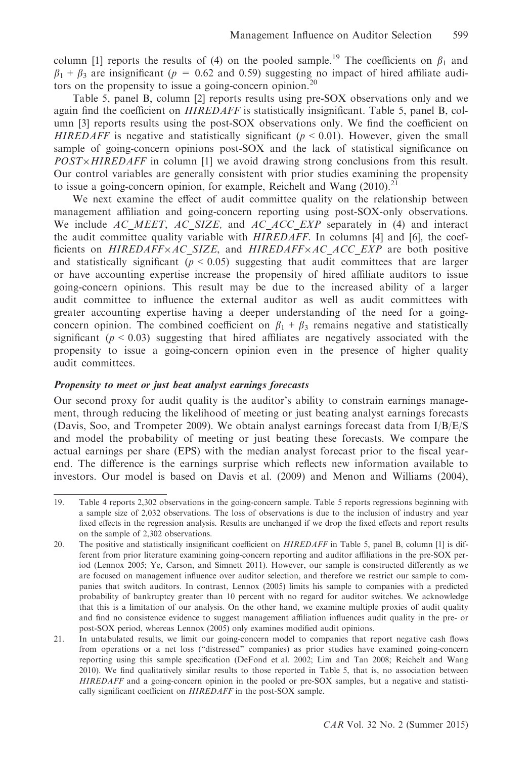column [1] reports the results of (4) on the pooled sample.[19] The coefficients on $\beta_1$ and $\beta_1 + \beta_3$ are insignificant ($p$ = 0.62 and 0.59) suggesting no impact of hired affiliate auditors on the propensity to issue a going-concern opinion.[20]

Table 5, panel B, column [2] reports results using pre-SOX observations only and we again find the coefficient on *HIREDAFF* is statistically insignificant. Table 5, panel B, column [3] reports results using the post-SOX observations only. We find the coefficient on *HIREDAFF* is negative and statistically significant ($p < 0.01$). However, given the small sample of going-concern opinions post-SOX and the lack of statistical significance on *POST×HIREDAFF* in column [1] we avoid drawing strong conclusions from this result. Our control variables are generally consistent with prior studies examining the propensity to issue a going-concern opinion, for example, Reichelt and Wang (2010).[21]

We next examine the effect of audit committee quality on the relationship between management affiliation and going-concern reporting using post-SOX-only observations. We include *AC_MEET*, *AC_SIZE,* and *AC_ACC_EXP* separately in (4) and interact the audit committee quality variable with *HIREDAFF*. In columns [4] and [6], the coefficients on *HIREDAFF×AC_SIZE*, and *HIREDAFF×AC_ACC_EXP* are both positive and statistically significant ($p < 0.05$) suggesting that audit committees that are larger or have accounting expertise increase the propensity of hired affiliate auditors to issue going-concern opinions. This result may be due to the increased ability of a larger audit committee to influence the external auditor as well as audit committees with greater accounting expertise having a deeper understanding of the need for a going-concern opinion. The combined coefficient on $\beta_1 + \beta_3$ remains negative and statistically significant ($p < 0.03$) suggesting that hired affiliates are negatively associated with the propensity to issue a going-concern opinion even in the presence of higher quality audit committees.

### *Propensity to meet or just beat analyst earnings forecasts*

Our second proxy for audit quality is the auditor's ability to constrain earnings management, through reducing the likelihood of meeting or just beating analyst earnings forecasts (Davis, Soo, and Trompeter 2009). We obtain analyst earnings forecast data from I/B/E/S and model the probability of meeting or just beating these forecasts. We compare the actual earnings per share (EPS) with the median analyst forecast prior to the fiscal year-end. The difference is the earnings surprise which reflects new information available to investors. Our model is based on Davis et al. (2009) and Menon and Williams (2004),

---

19. Table 4 reports 2,302 observations in the going-concern sample. Table 5 reports regressions beginning with a sample size of 2,032 observations. The loss of observations is due to the inclusion of industry and year fixed effects in the regression analysis. Results are unchanged if we drop the fixed effects and report results on the sample of 2,302 observations.

20. The positive and statistically insignificant coefficient on *HIREDAFF* in Table 5, panel B, column [1] is different from prior literature examining going-concern reporting and auditor affiliations in the pre-SOX period (Lennox 2005; Ye, Carson, and Simnett 2011). However, our sample is constructed differently as we are focused on management influence over auditor selection, and therefore we restrict our sample to companies that switch auditors. In contrast, Lennox (2005) limits his sample to companies with a predicted probability of bankruptcy greater than 10 percent with no regard for auditor switches. We acknowledge that this is a limitation of our analysis. On the other hand, we examine multiple proxies of audit quality and find no consistence evidence to suggest management affiliation influences audit quality in the pre- or post-SOX period, whereas Lennox (2005) only examines modified audit opinions.

21. In untabulated results, we limit our going-concern model to companies that report negative cash flows from operations or a net loss ("distressed" companies) as prior studies have examined going-concern reporting using this sample specification (DeFond et al. 2002; Lim and Tan 2008; Reichelt and Wang 2010). We find qualitatively similar results to those reported in Table 5, that is, no association between *HIREDAFF* and a going-concern opinion in the pooled or pre-SOX samples, but a negative and statistically significant coefficient on *HIREDAFF* in the post-SOX sample.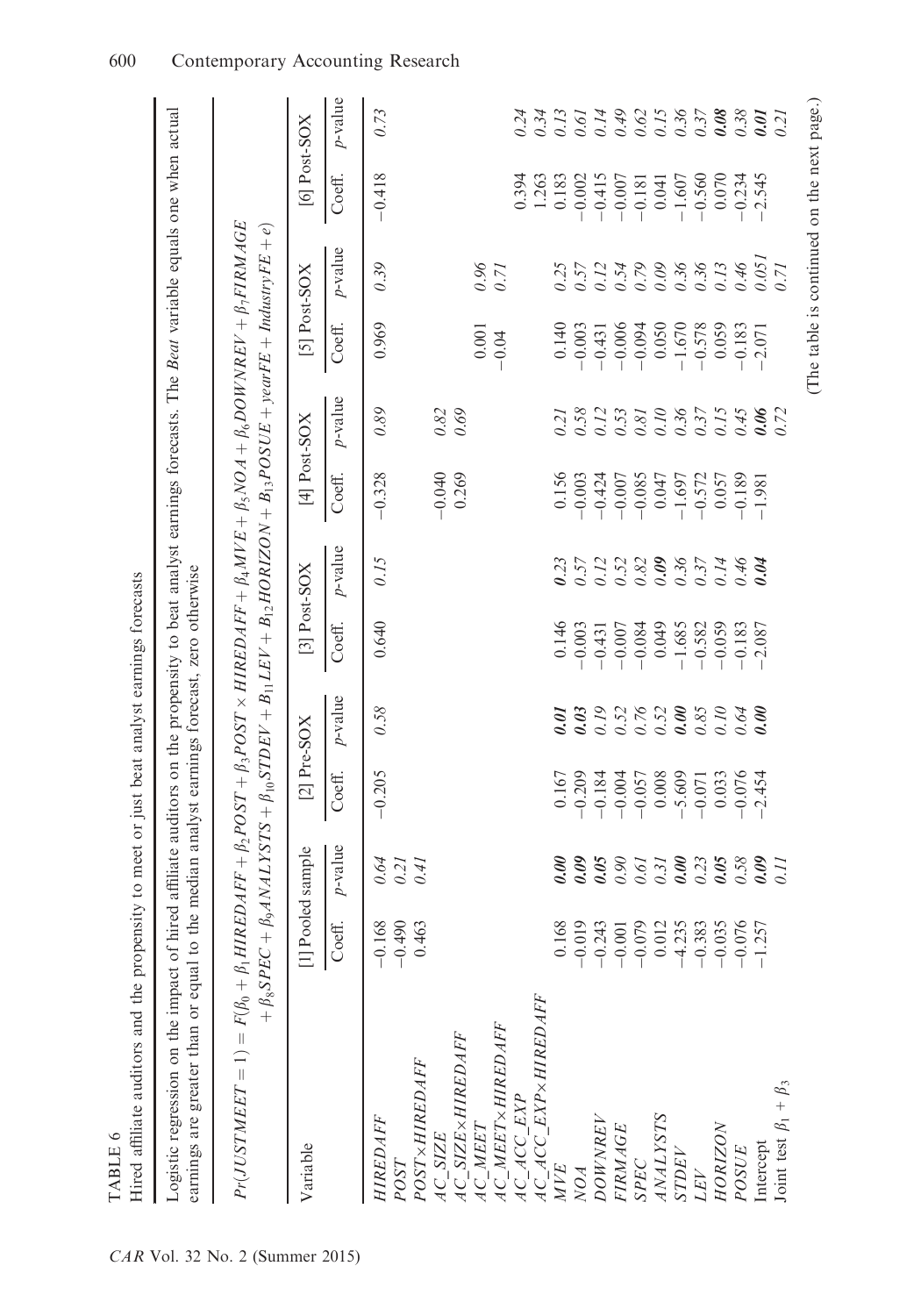TABLE 6

Hired affiliate auditors and the propensity to meet or just beat analyst earnings forecasts

Logistic regression on the impact of hired affiliate auditors on the propensity to beat analyst earnings forecasts. The *Beat* variable equals one when actual earnings are greater than or equal to the median analyst earnings forecast, zero otherwise

$$Pr(JUSTMEET = 1) = F(\beta_0 + \beta_1 HIREDAFF + \beta_2 POST + \beta_3 POST \times HIREDAFF + \beta_4 MVE + \beta_5 NOA + \beta_6 DOWNREV + \beta_7 FIRMAGE + \beta_8 SPEC + \beta_9 ANALYSTS + \beta_{10} STDEV + B_{11} LEV + B_{12} HORIZON + B_{13} POSUE + yearFE + IndustryFE + e)$$

| Variable | [1] Pooled sample | | [2] Pre-SOX | | [3] Post-SOX | | [4] Post-SOX | | [5] Post-SOX | | [6] Post-SOX | |
|---|---|---|---|---|---|---|---|---|---|---|---|---|
| | Coeff. | *p*-value | Coeff. | *p*-value | Coeff. | *p*-value | Coeff. | *p*-value | Coeff. | *p*-value | Coeff. | *p*-value |
| *HIREDAFF* | −0.168 | *0.64* | −0.205 | *0.58* | 0.640 | *0.15* | −0.328 | *0.89* | 0.969 | *0.39* | −0.418 | *0.73* |
| *POST* | −0.490 | *0.21* | | | | | | | | | | |
| *POST×HIREDAFF* | 0.463 | *0.41* | | | | | | | | | | |
| *AC_SIZE* | | | | | | | −0.040 | *0.82* | | | | |
| *AC_SIZE×HIREDAFF* | | | | | | | 0.269 | *0.69* | | | | |
| *AC_MEET* | | | | | | | | | 0.001 | *0.96* | | |
| *AC_MEET×HIREDAFF* | | | | | | | | | −0.04 | *0.71* | | |
| *AC_ACC_EXP* | | | | | | | | | | | 0.394 | *0.24* |
| *AC_ACC_EXP×HIREDAFF* | | | | | | | | | | | 1.263 | *0.34* |
| *MVE* | 0.168 | ***0.00*** | 0.167 | ***0.01*** | 0.146 | ***0.23*** | 0.156 | *0.21* | 0.140 | *0.25* | 0.183 | *0.13* |
| *NOA* | −0.019 | ***0.09*** | −0.209 | ***0.03*** | −0.003 | *0.57* | −0.003 | *0.58* | −0.003 | *0.57* | −0.002 | *0.61* |
| *DOWNREV* | −0.243 | ***0.05*** | −0.184 | *0.19* | −0.431 | *0.12* | −0.424 | *0.12* | −0.431 | *0.12* | −0.415 | *0.14* |
| *FIRMAGE* | −0.001 | *0.90* | −0.004 | *0.52* | −0.007 | *0.52* | −0.007 | *0.53* | −0.006 | *0.54* | −0.007 | *0.49* |
| *SPEC* | −0.079 | *0.61* | −0.057 | *0.76* | −0.084 | *0.82* | −0.085 | *0.81* | −0.094 | *0.79* | −0.181 | *0.62* |
| *ANALYSTS* | 0.012 | *0.31* | 0.008 | *0.52* | 0.049 | ***0.09*** | 0.047 | *0.10* | 0.050 | *0.09* | 0.041 | *0.15* |
| *STDEV* | −4.235 | ***0.00*** | −5.609 | ***0.00*** | −1.685 | *0.36* | −1.697 | *0.36* | −1.670 | *0.36* | −1.607 | *0.36* |
| *LEV* | −0.383 | *0.23* | −0.071 | *0.85* | −0.582 | *0.37* | −0.572 | *0.37* | −0.578 | *0.36* | −0.560 | *0.37* |
| *HORIZON* | −0.035 | ***0.05*** | 0.033 | *0.10* | −0.059 | *0.14* | 0.057 | *0.15* | 0.059 | *0.13* | 0.070 | ***0.08*** |
| *POSUE* | −0.076 | *0.58* | −0.076 | *0.64* | −0.183 | *0.46* | −0.189 | *0.45* | −0.183 | *0.46* | −0.234 | *0.38* |
| Intercept | −1.257 | ***0.09*** | −2.454 | ***0.00*** | −2.087 | ***0.04*** | −1.981 | ***0.06*** | −2.071 | *0.051* | −2.545 | ***0.01*** |
| Joint test $\beta_1 + \beta_3$ | | *0.11* | | | | | | *0.72* | | *0.71* | | *0.21* |

(The table is continued on the next page.)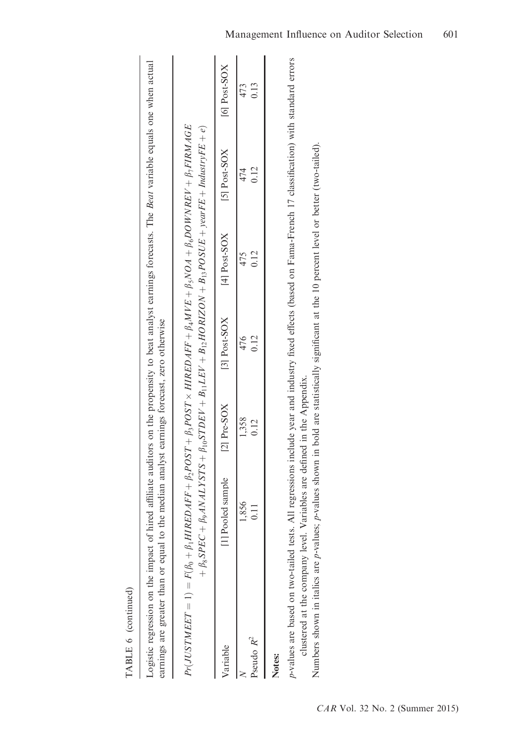TABLE 6 (continued)

Logistic regression on the impact of hired affiliate auditors on the propensity to beat analyst earnings forecasts. The *Beat* variable equals one when actual earnings are greater than or equal to the median analyst earnings forecast, zero otherwise

$$Pr(JUSTMEET = 1) = F(\beta_0 + \beta_1 HIREDAFF + \beta_2 POST + \beta_3 POST \times HIREDAFF + \beta_4 MVE + \beta_5 NOA + \beta_6 DOWNREV + \beta_7 FIRMAGE + \beta_8 SPEC + \beta_9 ANALYSTS + \beta_{10} STDEV + B_{11} LEV + B_{12} HORIZON + B_{13} POSUE + yearFE + IndustryFE + e)$$

| Variable | [1] Pooled sample | [2] Pre-SOX | [3] Post-SOX | [4] Post-SOX | [5] Post-SOX | [6] Post-SOX |
|---|---|---|---|---|---|---|
| $N$ | 1,856 | 1,358 | 476 | 475 | 474 | 473 |
| Pseudo $R^2$ | 0.11 | 0.12 | 0.12 | 0.12 | 0.12 | 0.13 |

**Notes:**

*p*-values are based on two-tailed tests. All regressions include year and industry fixed effects (based on Fama-French 17 classification) with standard errors clustered at the company level. Variables are defined in the Appendix.

Numbers shown in italics are *p*-values; *p*-values shown in bold are statistically significant at the 10 percent level or better (two-tailed).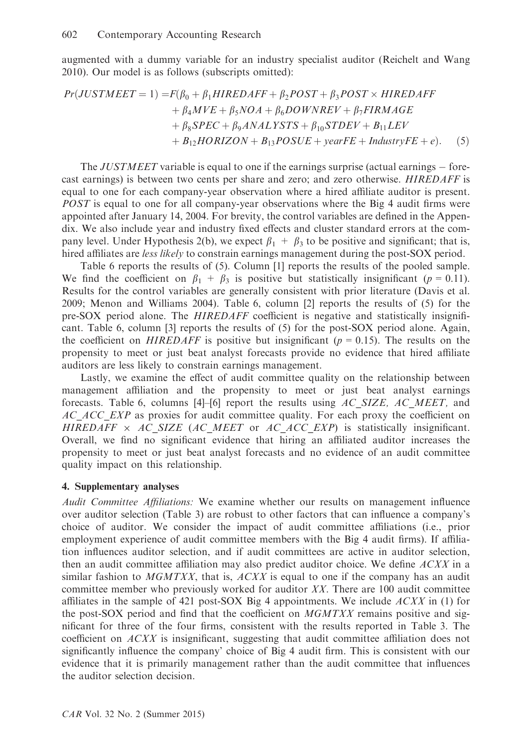augmented with a dummy variable for an industry specialist auditor (Reichelt and Wang 2010). Our model is as follows (subscripts omitted):

$$
\begin{aligned}
Pr(JUSTMEET = 1) = F(&\beta_0 + \beta_1 HIREDAFF + \beta_2 POST + \beta_3 POST \times HIREDAFF \\
&+ \beta_4 MVE + \beta_5 NOA + \beta_6 DOWNREV + \beta_7 FIRMAGE \\
&+ \beta_8 SPEC + \beta_9 ANALYSTS + \beta_{10} STDEV + B_{11} LEV \\
&+ B_{12} HORIZON + B_{13} POSUE + yearFE + IndustryFE + e). \qquad (5)
\end{aligned}
$$

The *JUSTMEET* variable is equal to one if the earnings surprise (actual earnings − forecast earnings) is between two cents per share and zero; and zero otherwise. *HIREDAFF* is equal to one for each company-year observation where a hired affiliate auditor is present. *POST* is equal to one for all company-year observations where the Big 4 audit firms were appointed after January 14, 2004. For brevity, the control variables are defined in the Appendix. We also include year and industry fixed effects and cluster standard errors at the company level. Under Hypothesis 2(b), we expect $\beta_1 + \beta_3$ to be positive and significant; that is, hired affiliates are *less likely* to constrain earnings management during the post-SOX period.

Table 6 reports the results of (5). Column [1] reports the results of the pooled sample. We find the coefficient on $\beta_1 + \beta_3$ is positive but statistically insignificant ($p = 0.11$). Results for the control variables are generally consistent with prior literature (Davis et al. 2009; Menon and Williams 2004). Table 6, column [2] reports the results of (5) for the pre-SOX period alone. The *HIREDAFF* coefficient is negative and statistically insignificant. Table 6, column [3] reports the results of (5) for the post-SOX period alone. Again, the coefficient on *HIREDAFF* is positive but insignificant ($p = 0.15$). The results on the propensity to meet or just beat analyst forecasts provide no evidence that hired affiliate auditors are less likely to constrain earnings management.

Lastly, we examine the effect of audit committee quality on the relationship between management affiliation and the propensity to meet or just beat analyst earnings forecasts. Table 6, columns [4]–[6] report the results using *AC_SIZE*, *AC_MEET*, and *AC_ACC_EXP* as proxies for audit committee quality. For each proxy the coefficient on *HIREDAFF* × *AC_SIZE* (*AC_MEET* or *AC_ACC_EXP*) is statistically insignificant. Overall, we find no significant evidence that hiring an affiliated auditor increases the propensity to meet or just beat analyst forecasts and no evidence of an audit committee quality impact on this relationship.

## 4. Supplementary analyses

*Audit Committee Affiliations:* We examine whether our results on management influence over auditor selection (Table 3) are robust to other factors that can influence a company's choice of auditor. We consider the impact of audit committee affiliations (i.e., prior employment experience of audit committee members with the Big 4 audit firms). If affiliation influences auditor selection, and if audit committees are active in auditor selection, then an audit committee affiliation may also predict auditor choice. We define *ACXX* in a similar fashion to *MGMTXX*, that is, *ACXX* is equal to one if the company has an audit committee member who previously worked for auditor *XX*. There are 100 audit committee affiliates in the sample of 421 post-SOX Big 4 appointments. We include *ACXX* in (1) for the post-SOX period and find that the coefficient on *MGMTXX* remains positive and significant for three of the four firms, consistent with the results reported in Table 3. The coefficient on *ACXX* is insignificant, suggesting that audit committee affiliation does not significantly influence the company' choice of Big 4 audit firm. This is consistent with our evidence that it is primarily management rather than the audit committee that influences the auditor selection decision.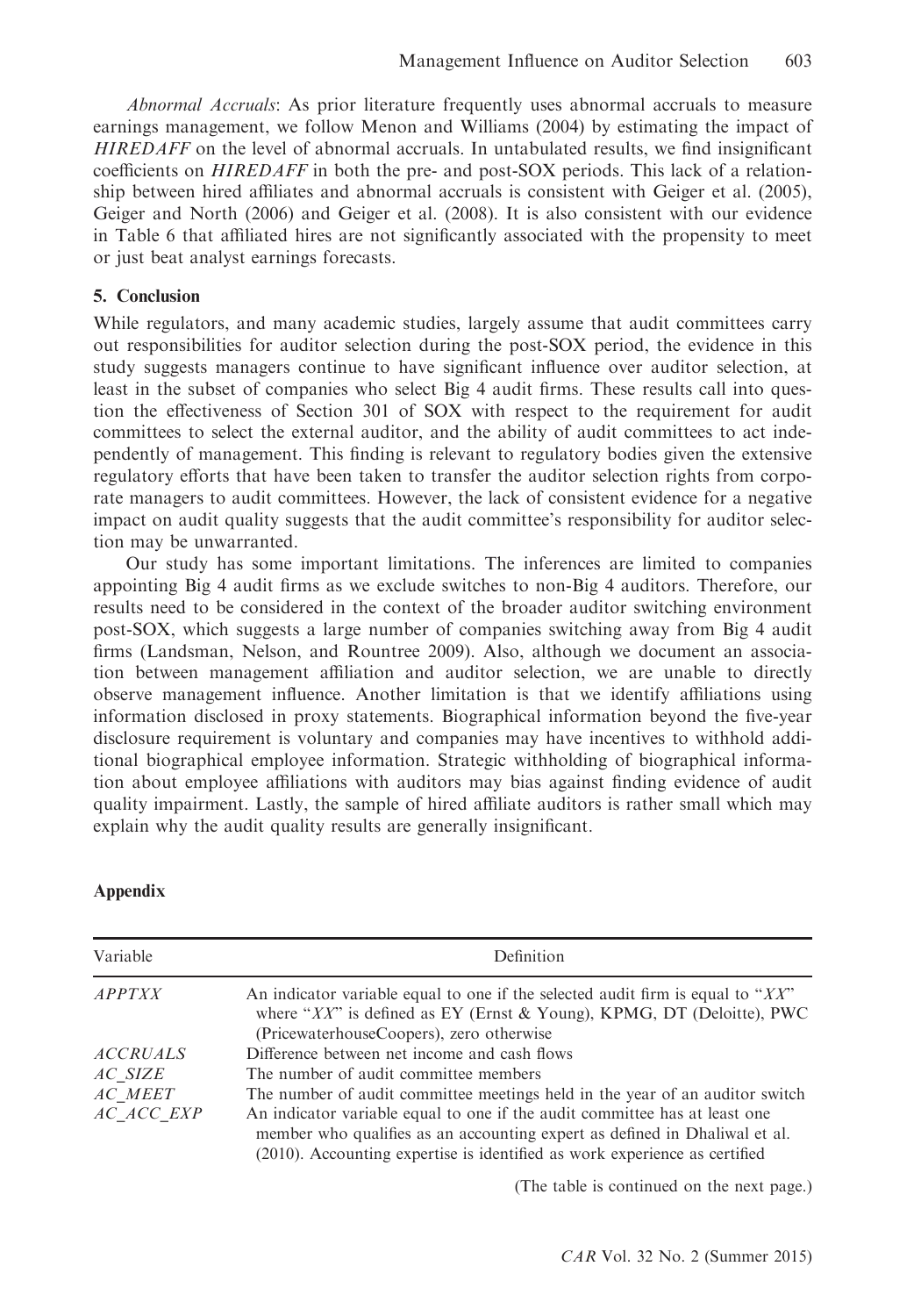*Abnormal Accruals*: As prior literature frequently uses abnormal accruals to measure earnings management, we follow Menon and Williams (2004) by estimating the impact of *HIREDAFF* on the level of abnormal accruals. In untabulated results, we find insignificant coefficients on *HIREDAFF* in both the pre- and post-SOX periods. This lack of a relationship between hired affiliates and abnormal accruals is consistent with Geiger et al. (2005), Geiger and North (2006) and Geiger et al. (2008). It is also consistent with our evidence in Table 6 that affiliated hires are not significantly associated with the propensity to meet or just beat analyst earnings forecasts.

## 5. Conclusion

While regulators, and many academic studies, largely assume that audit committees carry out responsibilities for auditor selection during the post-SOX period, the evidence in this study suggests managers continue to have significant influence over auditor selection, at least in the subset of companies who select Big 4 audit firms. These results call into question the effectiveness of Section 301 of SOX with respect to the requirement for audit committees to select the external auditor, and the ability of audit committees to act independently of management. This finding is relevant to regulatory bodies given the extensive regulatory efforts that have been taken to transfer the auditor selection rights from corporate managers to audit committees. However, the lack of consistent evidence for a negative impact on audit quality suggests that the audit committee's responsibility for auditor selection may be unwarranted.

Our study has some important limitations. The inferences are limited to companies appointing Big 4 audit firms as we exclude switches to non-Big 4 auditors. Therefore, our results need to be considered in the context of the broader auditor switching environment post-SOX, which suggests a large number of companies switching away from Big 4 audit firms (Landsman, Nelson, and Rountree 2009). Also, although we document an association between management affiliation and auditor selection, we are unable to directly observe management influence. Another limitation is that we identify affiliations using information disclosed in proxy statements. Biographical information beyond the five-year disclosure requirement is voluntary and companies may have incentives to withhold additional biographical employee information. Strategic withholding of biographical information about employee affiliations with auditors may bias against finding evidence of audit quality impairment. Lastly, the sample of hired affiliate auditors is rather small which may explain why the audit quality results are generally insignificant.

## Appendix

| Variable | Definition |
|---|---|
| *APPTXX* | An indicator variable equal to one if the selected audit firm is equal to "*XX*" where "*XX*" is defined as EY (Ernst & Young), KPMG, DT (Deloitte), PWC (PricewaterhouseCoopers), zero otherwise |
| *ACCRUALS* | Difference between net income and cash flows |
| *AC_SIZE* | The number of audit committee members |
| *AC_MEET* | The number of audit committee meetings held in the year of an auditor switch |
| *AC_ACC_EXP* | An indicator variable equal to one if the audit committee has at least one member who qualifies as an accounting expert as defined in Dhaliwal et al. (2010). Accounting expertise is identified as work experience as certified |

(The table is continued on the next page.)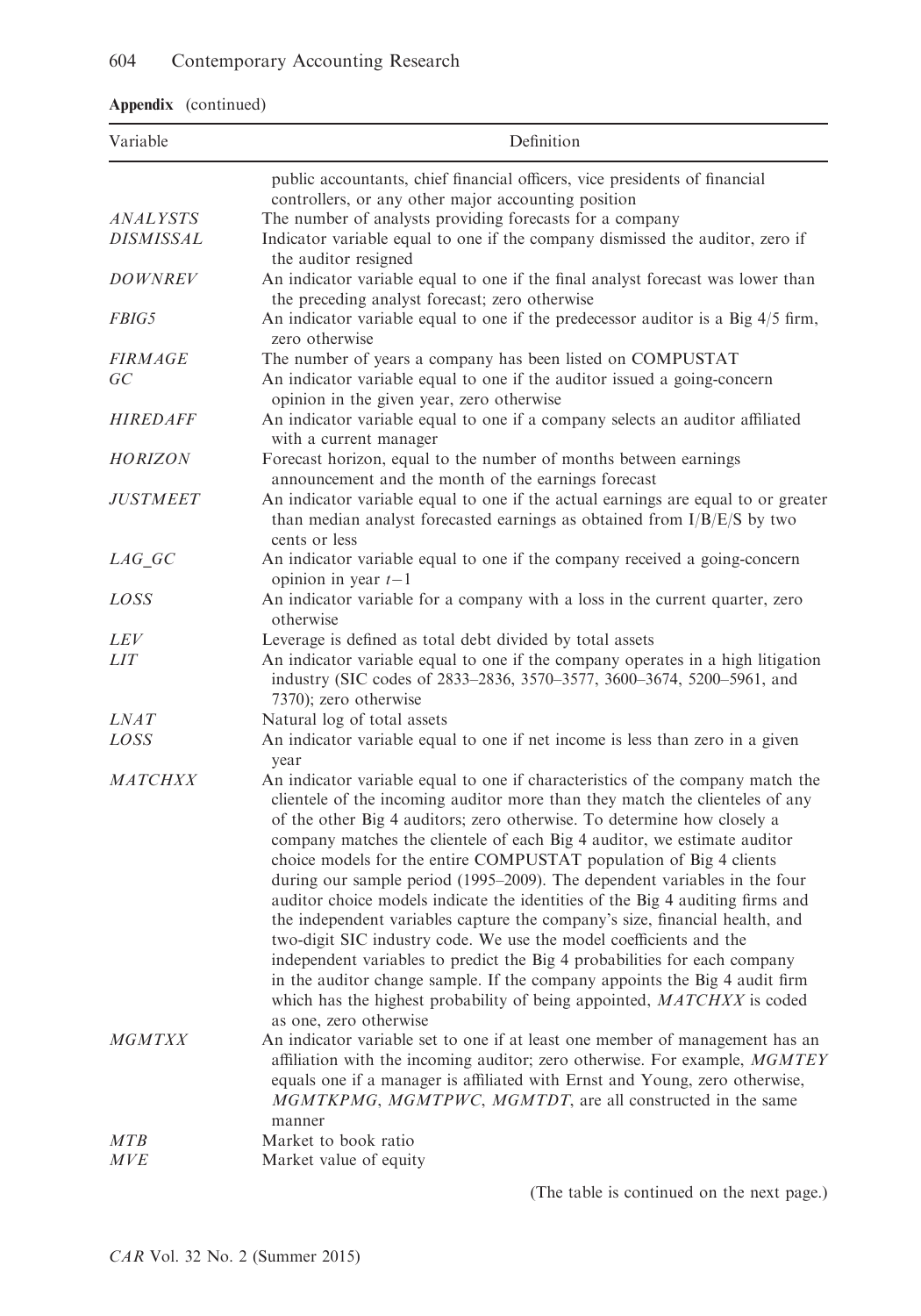**Appendix** (continued)

| Variable | Definition |
|---|---|
| | public accountants, chief financial officers, vice presidents of financial controllers, or any other major accounting position |
| *ANALYSTS* | The number of analysts providing forecasts for a company |
| *DISMISSAL* | Indicator variable equal to one if the company dismissed the auditor, zero if the auditor resigned |
| *DOWNREV* | An indicator variable equal to one if the final analyst forecast was lower than the preceding analyst forecast; zero otherwise |
| *FBIG5* | An indicator variable equal to one if the predecessor auditor is a Big 4/5 firm, zero otherwise |
| *FIRMAGE* | The number of years a company has been listed on COMPUSTAT |
| *GC* | An indicator variable equal to one if the auditor issued a going-concern opinion in the given year, zero otherwise |
| *HIREDAFF* | An indicator variable equal to one if a company selects an auditor affiliated with a current manager |
| *HORIZON* | Forecast horizon, equal to the number of months between earnings announcement and the month of the earnings forecast |
| *JUSTMEET* | An indicator variable equal to one if the actual earnings are equal to or greater than median analyst forecasted earnings as obtained from I/B/E/S by two cents or less |
| *LAG_GC* | An indicator variable equal to one if the company received a going-concern opinion in year $t-1$ |
| *LOSS* | An indicator variable for a company with a loss in the current quarter, zero otherwise |
| *LEV* | Leverage is defined as total debt divided by total assets |
| *LIT* | An indicator variable equal to one if the company operates in a high litigation industry (SIC codes of 2833–2836, 3570–3577, 3600–3674, 5200–5961, and 7370); zero otherwise |
| *LNAT* | Natural log of total assets |
| *LOSS* | An indicator variable equal to one if net income is less than zero in a given year |
| *MATCHXX* | An indicator variable equal to one if characteristics of the company match the clientele of the incoming auditor more than they match the clienteles of any of the other Big 4 auditors; zero otherwise. To determine how closely a company matches the clientele of each Big 4 auditor, we estimate auditor choice models for the entire COMPUSTAT population of Big 4 clients during our sample period (1995–2009). The dependent variables in the four auditor choice models indicate the identities of the Big 4 auditing firms and the independent variables capture the company's size, financial health, and two-digit SIC industry code. We use the model coefficients and the independent variables to predict the Big 4 probabilities for each company in the auditor change sample. If the company appoints the Big 4 audit firm which has the highest probability of being appointed, *MATCHXX* is coded as one, zero otherwise |
| *MGMTXX* | An indicator variable set to one if at least one member of management has an affiliation with the incoming auditor; zero otherwise. For example, *MGMTEY* equals one if a manager is affiliated with Ernst and Young, zero otherwise, *MGMTKPMG*, *MGMTPWC*, *MGMTDT*, are all constructed in the same manner |
| *MTB* | Market to book ratio |
| *MVE* | Market value of equity |

(The table is continued on the next page.)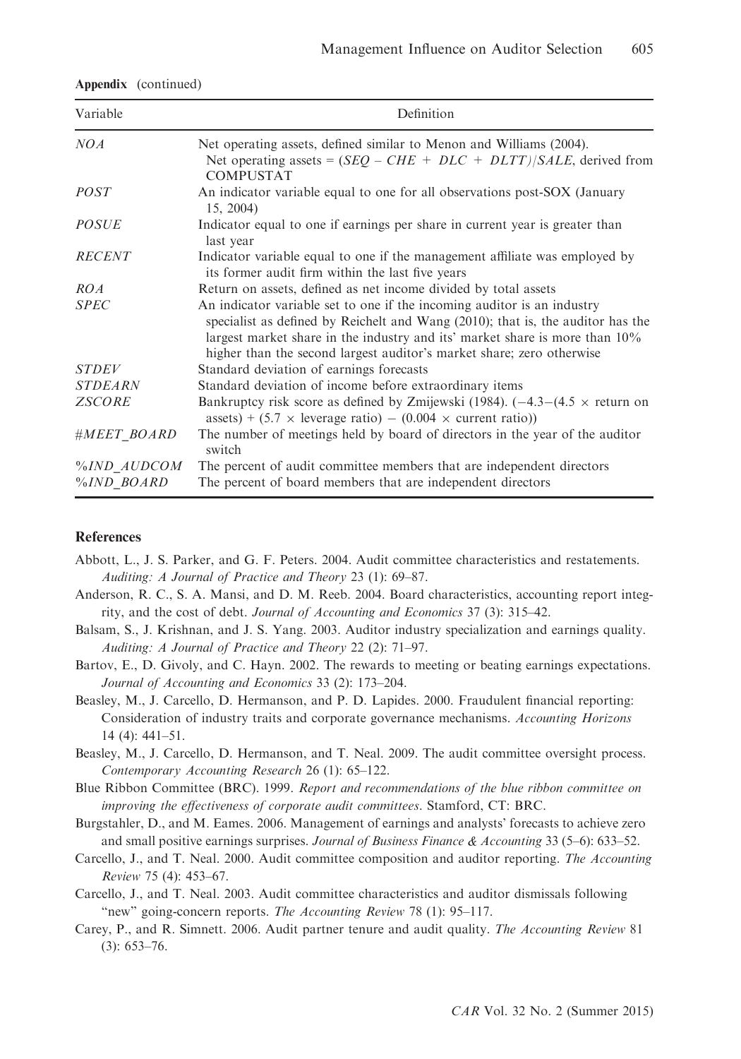**Appendix** (continued)

| Variable | Definition |
|---|---|
| *NOA* | Net operating assets, defined similar to Menon and Williams (2004). Net operating assets = (*SEQ* – *CHE* + *DLC* + *DLTT*)/*SALE*, derived from COMPUSTAT |
| *POST* | An indicator variable equal to one for all observations post-SOX (January 15, 2004) |
| *POSUE* | Indicator equal to one if earnings per share in current year is greater than last year |
| *RECENT* | Indicator variable equal to one if the management affiliate was employed by its former audit firm within the last five years |
| *ROA* | Return on assets, defined as net income divided by total assets |
| *SPEC* | An indicator variable set to one if the incoming auditor is an industry specialist as defined by Reichelt and Wang (2010); that is, the auditor has the largest market share in the industry and its' market share is more than 10% higher than the second largest auditor's market share; zero otherwise |
| *STDEV* | Standard deviation of earnings forecasts |
| *STDEARN* | Standard deviation of income before extraordinary items |
| *ZSCORE* | Bankruptcy risk score as defined by Zmijewski (1984). ($-4.3-(4.5 \times$ return on assets) + ($5.7 \times$ leverage ratio) $-$ ($0.004 \times$ current ratio)) |
| *#MEET_BOARD* | The number of meetings held by board of directors in the year of the auditor switch |
| *%IND_AUDCOM* | The percent of audit committee members that are independent directors |
| *%IND_BOARD* | The percent of board members that are independent directors |

## References

Abbott, L., J. S. Parker, and G. F. Peters. 2004. Audit committee characteristics and restatements. *Auditing: A Journal of Practice and Theory* 23 (1): 69–87.

Anderson, R. C., S. A. Mansi, and D. M. Reeb. 2004. Board characteristics, accounting report integrity, and the cost of debt. *Journal of Accounting and Economics* 37 (3): 315–42.

Balsam, S., J. Krishnan, and J. S. Yang. 2003. Auditor industry specialization and earnings quality. *Auditing: A Journal of Practice and Theory* 22 (2): 71–97.

Bartov, E., D. Givoly, and C. Hayn. 2002. The rewards to meeting or beating earnings expectations. *Journal of Accounting and Economics* 33 (2): 173–204.

Beasley, M., J. Carcello, D. Hermanson, and P. D. Lapides. 2000. Fraudulent financial reporting: Consideration of industry traits and corporate governance mechanisms. *Accounting Horizons* 14 (4): 441–51.

Beasley, M., J. Carcello, D. Hermanson, and T. Neal. 2009. The audit committee oversight process. *Contemporary Accounting Research* 26 (1): 65–122.

Blue Ribbon Committee (BRC). 1999. *Report and recommendations of the blue ribbon committee on improving the effectiveness of corporate audit committees*. Stamford, CT: BRC.

Burgstahler, D., and M. Eames. 2006. Management of earnings and analysts' forecasts to achieve zero and small positive earnings surprises. *Journal of Business Finance & Accounting* 33 (5–6): 633–52.

Carcello, J., and T. Neal. 2000. Audit committee composition and auditor reporting. *The Accounting Review* 75 (4): 453–67.

Carcello, J., and T. Neal. 2003. Audit committee characteristics and auditor dismissals following "new" going-concern reports. *The Accounting Review* 78 (1): 95–117.

Carey, P., and R. Simnett. 2006. Audit partner tenure and audit quality. *The Accounting Review* 81 (3): 653–76.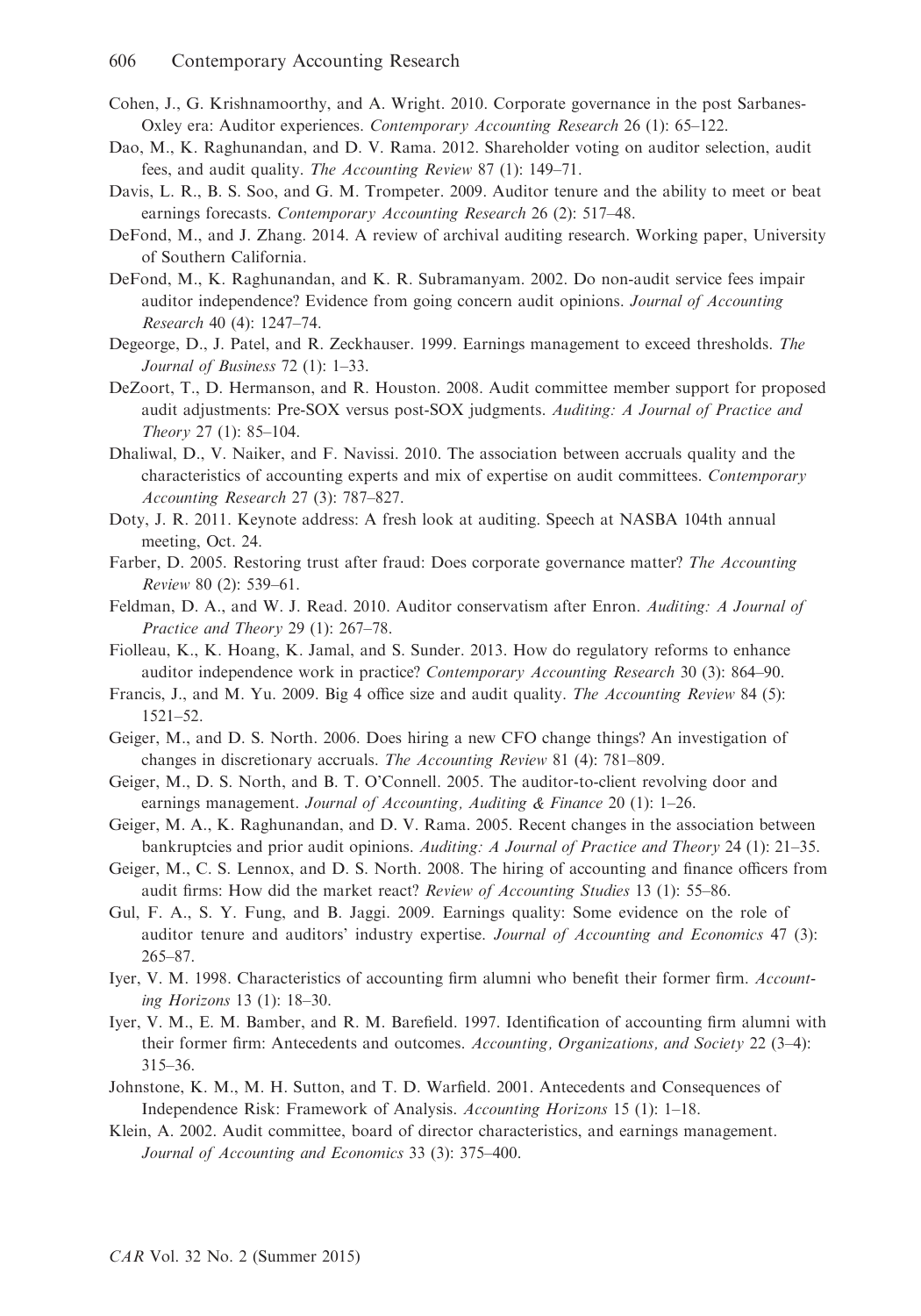Cohen, J., G. Krishnamoorthy, and A. Wright. 2010. Corporate governance in the post Sarbanes-Oxley era: Auditor experiences. *Contemporary Accounting Research* 26 (1): 65–122.

Dao, M., K. Raghunandan, and D. V. Rama. 2012. Shareholder voting on auditor selection, audit fees, and audit quality. *The Accounting Review* 87 (1): 149–71.

Davis, L. R., B. S. Soo, and G. M. Trompeter. 2009. Auditor tenure and the ability to meet or beat earnings forecasts. *Contemporary Accounting Research* 26 (2): 517–48.

DeFond, M., and J. Zhang. 2014. A review of archival auditing research. Working paper, University of Southern California.

DeFond, M., K. Raghunandan, and K. R. Subramanyam. 2002. Do non-audit service fees impair auditor independence? Evidence from going concern audit opinions. *Journal of Accounting Research* 40 (4): 1247–74.

Degeorge, D., J. Patel, and R. Zeckhauser. 1999. Earnings management to exceed thresholds. *The Journal of Business* 72 (1): 1–33.

DeZoort, T., D. Hermanson, and R. Houston. 2008. Audit committee member support for proposed audit adjustments: Pre-SOX versus post-SOX judgments. *Auditing: A Journal of Practice and Theory* 27 (1): 85–104.

Dhaliwal, D., V. Naiker, and F. Navissi. 2010. The association between accruals quality and the characteristics of accounting experts and mix of expertise on audit committees. *Contemporary Accounting Research* 27 (3): 787–827.

Doty, J. R. 2011. Keynote address: A fresh look at auditing. Speech at NASBA 104th annual meeting, Oct. 24.

Farber, D. 2005. Restoring trust after fraud: Does corporate governance matter? *The Accounting Review* 80 (2): 539–61.

Feldman, D. A., and W. J. Read. 2010. Auditor conservatism after Enron. *Auditing: A Journal of Practice and Theory* 29 (1): 267–78.

Fiolleau, K., K. Hoang, K. Jamal, and S. Sunder. 2013. How do regulatory reforms to enhance auditor independence work in practice? *Contemporary Accounting Research* 30 (3): 864–90.

Francis, J., and M. Yu. 2009. Big 4 office size and audit quality. *The Accounting Review* 84 (5): 1521–52.

Geiger, M., and D. S. North. 2006. Does hiring a new CFO change things? An investigation of changes in discretionary accruals. *The Accounting Review* 81 (4): 781–809.

Geiger, M., D. S. North, and B. T. O'Connell. 2005. The auditor-to-client revolving door and earnings management. *Journal of Accounting, Auditing & Finance* 20 (1): 1–26.

Geiger, M. A., K. Raghunandan, and D. V. Rama. 2005. Recent changes in the association between bankruptcies and prior audit opinions. *Auditing: A Journal of Practice and Theory* 24 (1): 21–35.

Geiger, M., C. S. Lennox, and D. S. North. 2008. The hiring of accounting and finance officers from audit firms: How did the market react? *Review of Accounting Studies* 13 (1): 55–86.

Gul, F. A., S. Y. Fung, and B. Jaggi. 2009. Earnings quality: Some evidence on the role of auditor tenure and auditors' industry expertise. *Journal of Accounting and Economics* 47 (3): 265–87.

Iyer, V. M. 1998. Characteristics of accounting firm alumni who benefit their former firm. *Accounting Horizons* 13 (1): 18–30.

Iyer, V. M., E. M. Bamber, and R. M. Barefield. 1997. Identification of accounting firm alumni with their former firm: Antecedents and outcomes. *Accounting, Organizations, and Society* 22 (3–4): 315–36.

Johnstone, K. M., M. H. Sutton, and T. D. Warfield. 2001. Antecedents and Consequences of Independence Risk: Framework of Analysis. *Accounting Horizons* 15 (1): 1–18.

Klein, A. 2002. Audit committee, board of director characteristics, and earnings management. *Journal of Accounting and Economics* 33 (3): 375–400.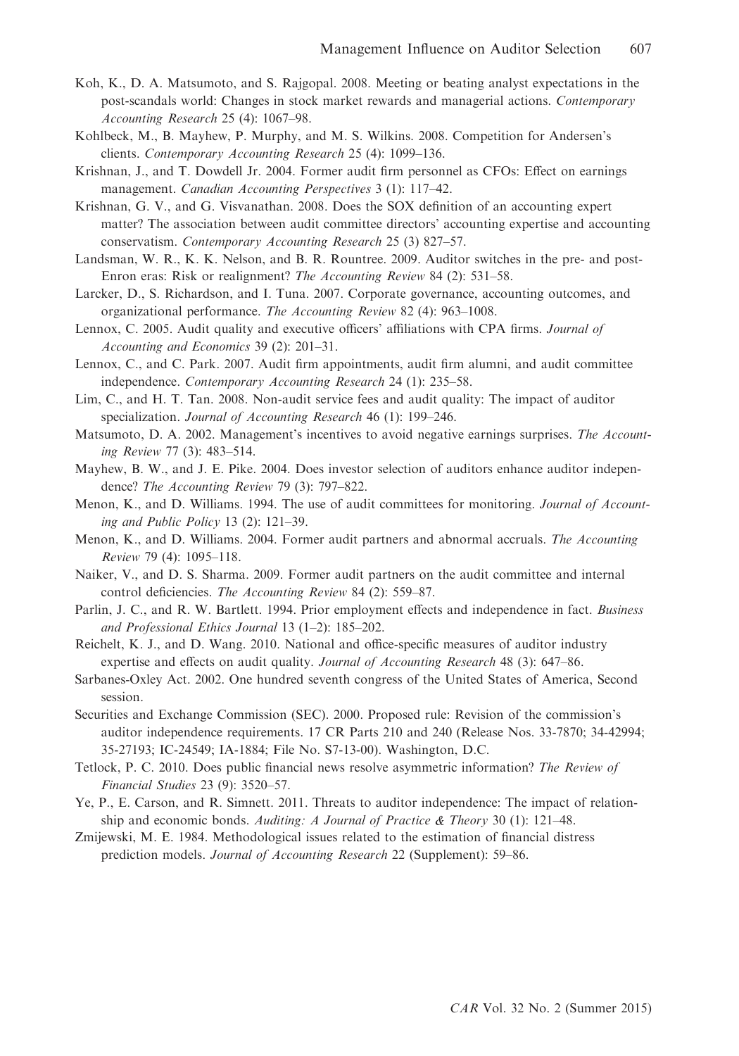Koh, K., D. A. Matsumoto, and S. Rajgopal. 2008. Meeting or beating analyst expectations in the post-scandals world: Changes in stock market rewards and managerial actions. *Contemporary Accounting Research* 25 (4): 1067–98.

Kohlbeck, M., B. Mayhew, P. Murphy, and M. S. Wilkins. 2008. Competition for Andersen's clients. *Contemporary Accounting Research* 25 (4): 1099–136.

Krishnan, J., and T. Dowdell Jr. 2004. Former audit firm personnel as CFOs: Effect on earnings management. *Canadian Accounting Perspectives* 3 (1): 117–42.

Krishnan, G. V., and G. Visvanathan. 2008. Does the SOX definition of an accounting expert matter? The association between audit committee directors' accounting expertise and accounting conservatism. *Contemporary Accounting Research* 25 (3) 827–57.

Landsman, W. R., K. K. Nelson, and B. R. Rountree. 2009. Auditor switches in the pre- and post-Enron eras: Risk or realignment? *The Accounting Review* 84 (2): 531–58.

Larcker, D., S. Richardson, and I. Tuna. 2007. Corporate governance, accounting outcomes, and organizational performance. *The Accounting Review* 82 (4): 963–1008.

Lennox, C. 2005. Audit quality and executive officers' affiliations with CPA firms. *Journal of Accounting and Economics* 39 (2): 201–31.

Lennox, C., and C. Park. 2007. Audit firm appointments, audit firm alumni, and audit committee independence. *Contemporary Accounting Research* 24 (1): 235–58.

Lim, C., and H. T. Tan. 2008. Non-audit service fees and audit quality: The impact of auditor specialization. *Journal of Accounting Research* 46 (1): 199–246.

Matsumoto, D. A. 2002. Management's incentives to avoid negative earnings surprises. *The Accounting Review* 77 (3): 483–514.

Mayhew, B. W., and J. E. Pike. 2004. Does investor selection of auditors enhance auditor independence? *The Accounting Review* 79 (3): 797–822.

Menon, K., and D. Williams. 1994. The use of audit committees for monitoring. *Journal of Accounting and Public Policy* 13 (2): 121–39.

Menon, K., and D. Williams. 2004. Former audit partners and abnormal accruals. *The Accounting Review* 79 (4): 1095–118.

Naiker, V., and D. S. Sharma. 2009. Former audit partners on the audit committee and internal control deficiencies. *The Accounting Review* 84 (2): 559–87.

Parlin, J. C., and R. W. Bartlett. 1994. Prior employment effects and independence in fact. *Business and Professional Ethics Journal* 13 (1–2): 185–202.

Reichelt, K. J., and D. Wang. 2010. National and office-specific measures of auditor industry expertise and effects on audit quality. *Journal of Accounting Research* 48 (3): 647–86.

Sarbanes-Oxley Act. 2002. One hundred seventh congress of the United States of America, Second session.

Securities and Exchange Commission (SEC). 2000. Proposed rule: Revision of the commission's auditor independence requirements. 17 CR Parts 210 and 240 (Release Nos. 33-7870; 34-42994; 35-27193; IC-24549; IA-1884; File No. S7-13-00). Washington, D.C.

Tetlock, P. C. 2010. Does public financial news resolve asymmetric information? *The Review of Financial Studies* 23 (9): 3520–57.

Ye, P., E. Carson, and R. Simnett. 2011. Threats to auditor independence: The impact of relationship and economic bonds. *Auditing: A Journal of Practice & Theory* 30 (1): 121–48.

Zmijewski, M. E. 1984. Methodological issues related to the estimation of financial distress prediction models. *Journal of Accounting Research* 22 (Supplement): 59–86.